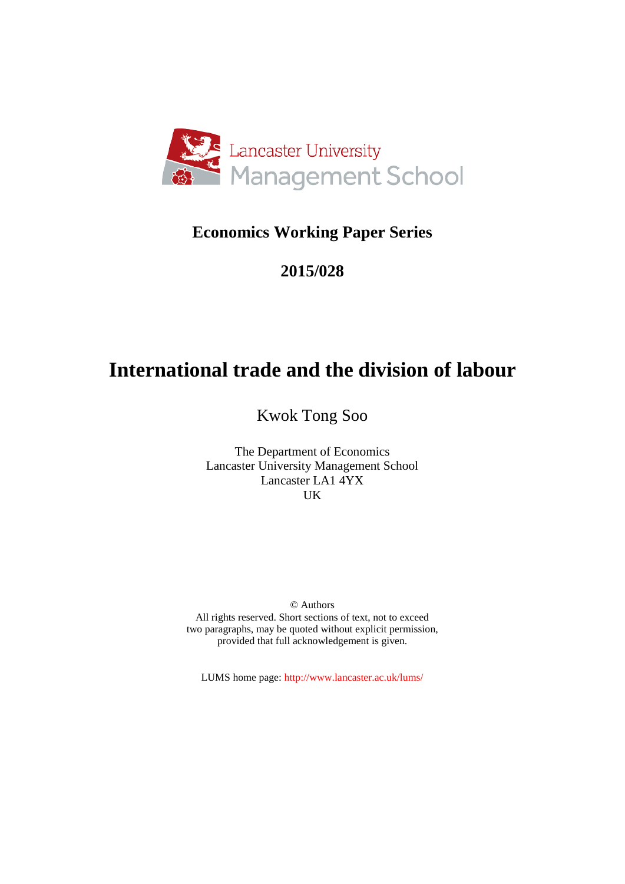Lancaster University Management School

**Economics Working Paper Series**

**2015/028**

# International trade and the division of labour

Kwok Tong Soo

The Department of Economics
Lancaster University Management School
Lancaster LA1 4YX
UK

© Authors
All rights reserved. Short sections of text, not to exceed two paragraphs, may be quoted without explicit permission, provided that full acknowledgement is given.

LUMS home page: http://www.lancaster.ac.uk/lums/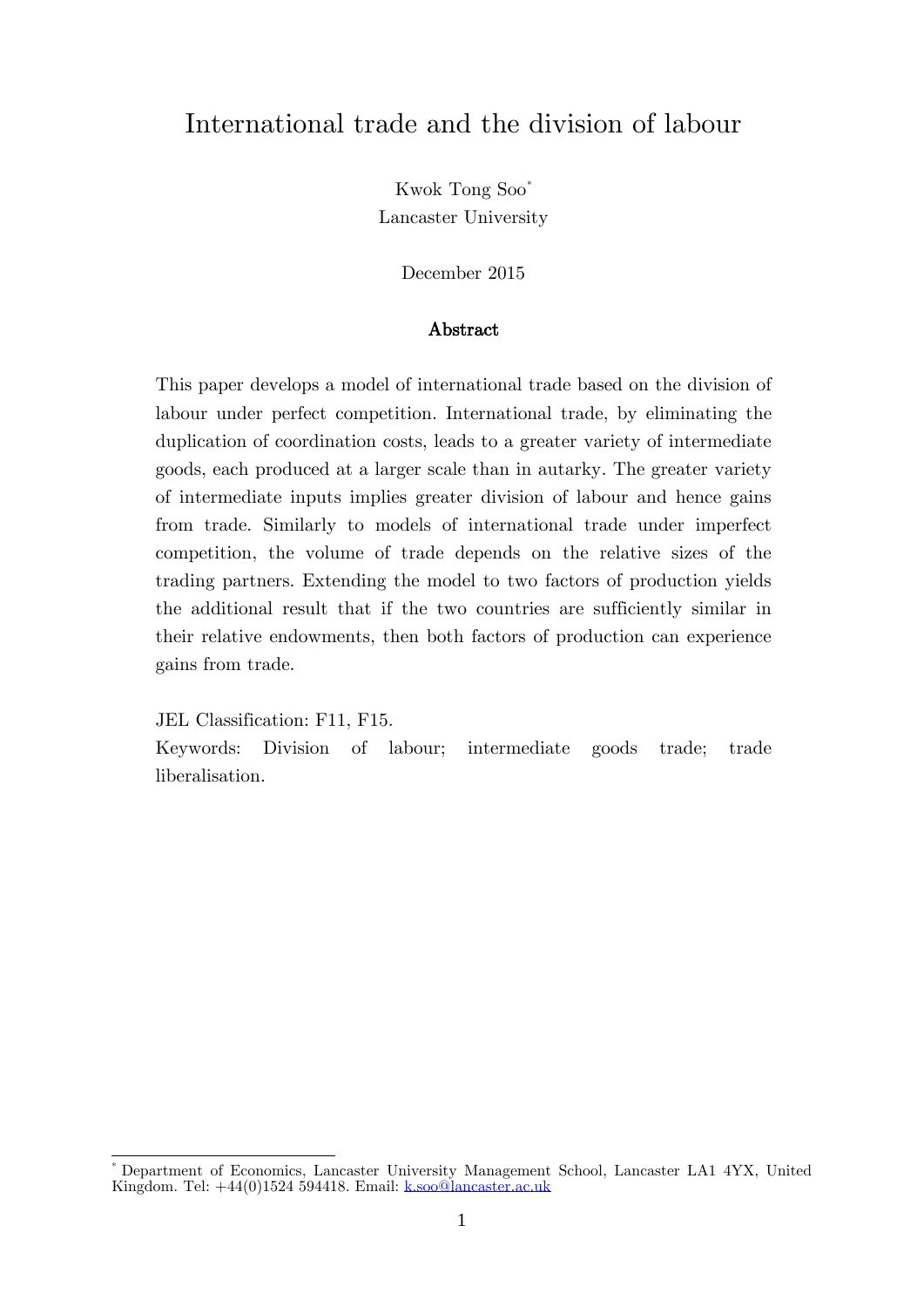# International trade and the division of labour

Kwok Tong Soo[*]
Lancaster University

December 2015

## Abstract

This paper develops a model of international trade based on the division of labour under perfect competition. International trade, by eliminating the duplication of coordination costs, leads to a greater variety of intermediate goods, each produced at a larger scale than in autarky. The greater variety of intermediate inputs implies greater division of labour and hence gains from trade. Similarly to models of international trade under imperfect competition, the volume of trade depends on the relative sizes of the trading partners. Extending the model to two factors of production yields the additional result that if the two countries are sufficiently similar in their relative endowments, then both factors of production can experience gains from trade.

JEL Classification: F11, F15.

Keywords: Division of labour; intermediate goods trade; trade liberalisation.

---

[*] Department of Economics, Lancaster University Management School, Lancaster LA1 4YX, United Kingdom. Tel: +44(0)1524 594418. Email: k.soo@lancaster.ac.uk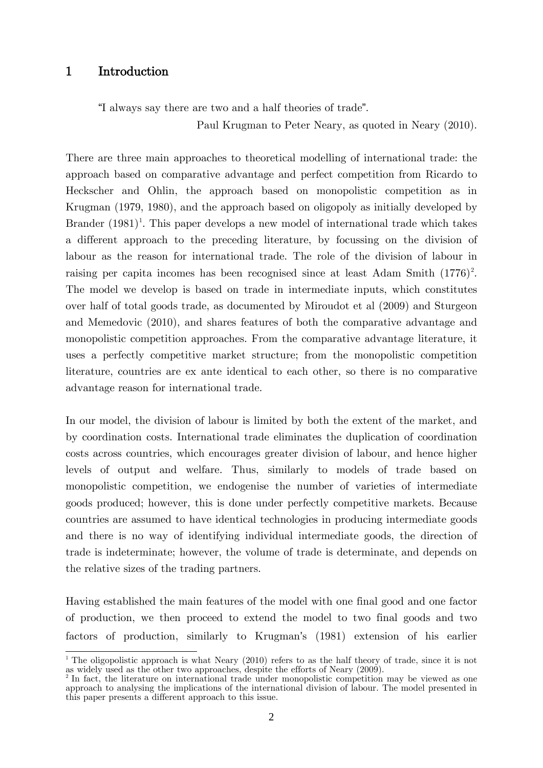# 1 Introduction

"I always say there are two and a half theories of trade".

Paul Krugman to Peter Neary, as quoted in Neary (2010).

There are three main approaches to theoretical modelling of international trade: the approach based on comparative advantage and perfect competition from Ricardo to Heckscher and Ohlin, the approach based on monopolistic competition as in Krugman (1979, 1980), and the approach based on oligopoly as initially developed by Brander (1981)[1]. This paper develops a new model of international trade which takes a different approach to the preceding literature, by focussing on the division of labour as the reason for international trade. The role of the division of labour in raising per capita incomes has been recognised since at least Adam Smith (1776)[2]. The model we develop is based on trade in intermediate inputs, which constitutes over half of total goods trade, as documented by Miroudot et al (2009) and Sturgeon and Memedovic (2010), and shares features of both the comparative advantage and monopolistic competition approaches. From the comparative advantage literature, it uses a perfectly competitive market structure; from the monopolistic competition literature, countries are ex ante identical to each other, so there is no comparative advantage reason for international trade.

In our model, the division of labour is limited by both the extent of the market, and by coordination costs. International trade eliminates the duplication of coordination costs across countries, which encourages greater division of labour, and hence higher levels of output and welfare. Thus, similarly to models of trade based on monopolistic competition, we endogenise the number of varieties of intermediate goods produced; however, this is done under perfectly competitive markets. Because countries are assumed to have identical technologies in producing intermediate goods and there is no way of identifying individual intermediate goods, the direction of trade is indeterminate; however, the volume of trade is determinate, and depends on the relative sizes of the trading partners.

Having established the main features of the model with one final good and one factor of production, we then proceed to extend the model to two final goods and two factors of production, similarly to Krugman's (1981) extension of his earlier

[1] The oligopolistic approach is what Neary (2010) refers to as the half theory of trade, since it is not as widely used as the other two approaches, despite the efforts of Neary (2009).

[2] In fact, the literature on international trade under monopolistic competition may be viewed as one approach to analysing the implications of the international division of labour. The model presented in this paper presents a different approach to this issue.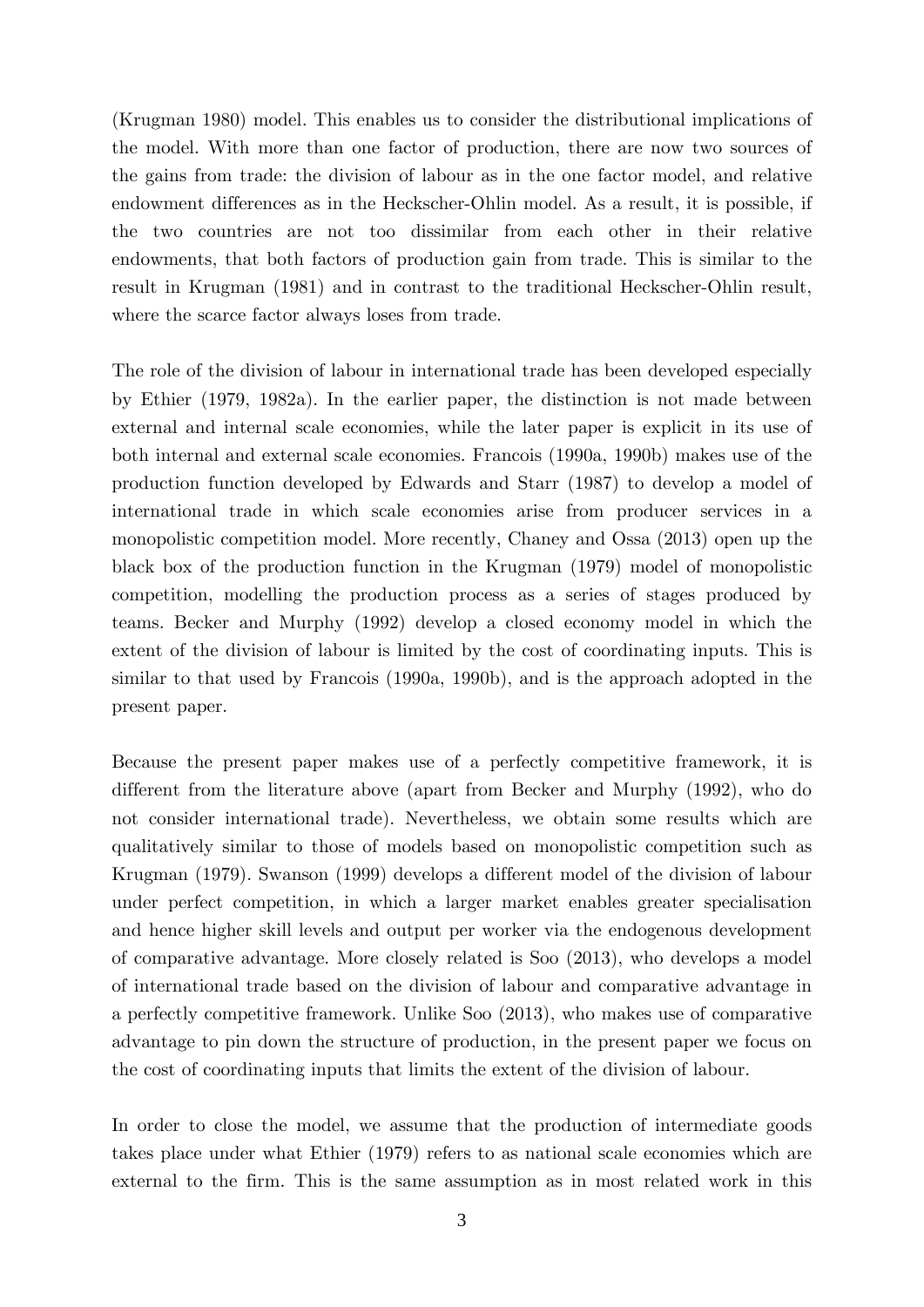(Krugman 1980) model. This enables us to consider the distributional implications of the model. With more than one factor of production, there are now two sources of the gains from trade: the division of labour as in the one factor model, and relative endowment differences as in the Heckscher-Ohlin model. As a result, it is possible, if the two countries are not too dissimilar from each other in their relative endowments, that both factors of production gain from trade. This is similar to the result in Krugman (1981) and in contrast to the traditional Heckscher-Ohlin result, where the scarce factor always loses from trade.

The role of the division of labour in international trade has been developed especially by Ethier (1979, 1982a). In the earlier paper, the distinction is not made between external and internal scale economies, while the later paper is explicit in its use of both internal and external scale economies. Francois (1990a, 1990b) makes use of the production function developed by Edwards and Starr (1987) to develop a model of international trade in which scale economies arise from producer services in a monopolistic competition model. More recently, Chaney and Ossa (2013) open up the black box of the production function in the Krugman (1979) model of monopolistic competition, modelling the production process as a series of stages produced by teams. Becker and Murphy (1992) develop a closed economy model in which the extent of the division of labour is limited by the cost of coordinating inputs. This is similar to that used by Francois (1990a, 1990b), and is the approach adopted in the present paper.

Because the present paper makes use of a perfectly competitive framework, it is different from the literature above (apart from Becker and Murphy (1992), who do not consider international trade). Nevertheless, we obtain some results which are qualitatively similar to those of models based on monopolistic competition such as Krugman (1979). Swanson (1999) develops a different model of the division of labour under perfect competition, in which a larger market enables greater specialisation and hence higher skill levels and output per worker via the endogenous development of comparative advantage. More closely related is Soo (2013), who develops a model of international trade based on the division of labour and comparative advantage in a perfectly competitive framework. Unlike Soo (2013), who makes use of comparative advantage to pin down the structure of production, in the present paper we focus on the cost of coordinating inputs that limits the extent of the division of labour.

In order to close the model, we assume that the production of intermediate goods takes place under what Ethier (1979) refers to as national scale economies which are external to the firm. This is the same assumption as in most related work in this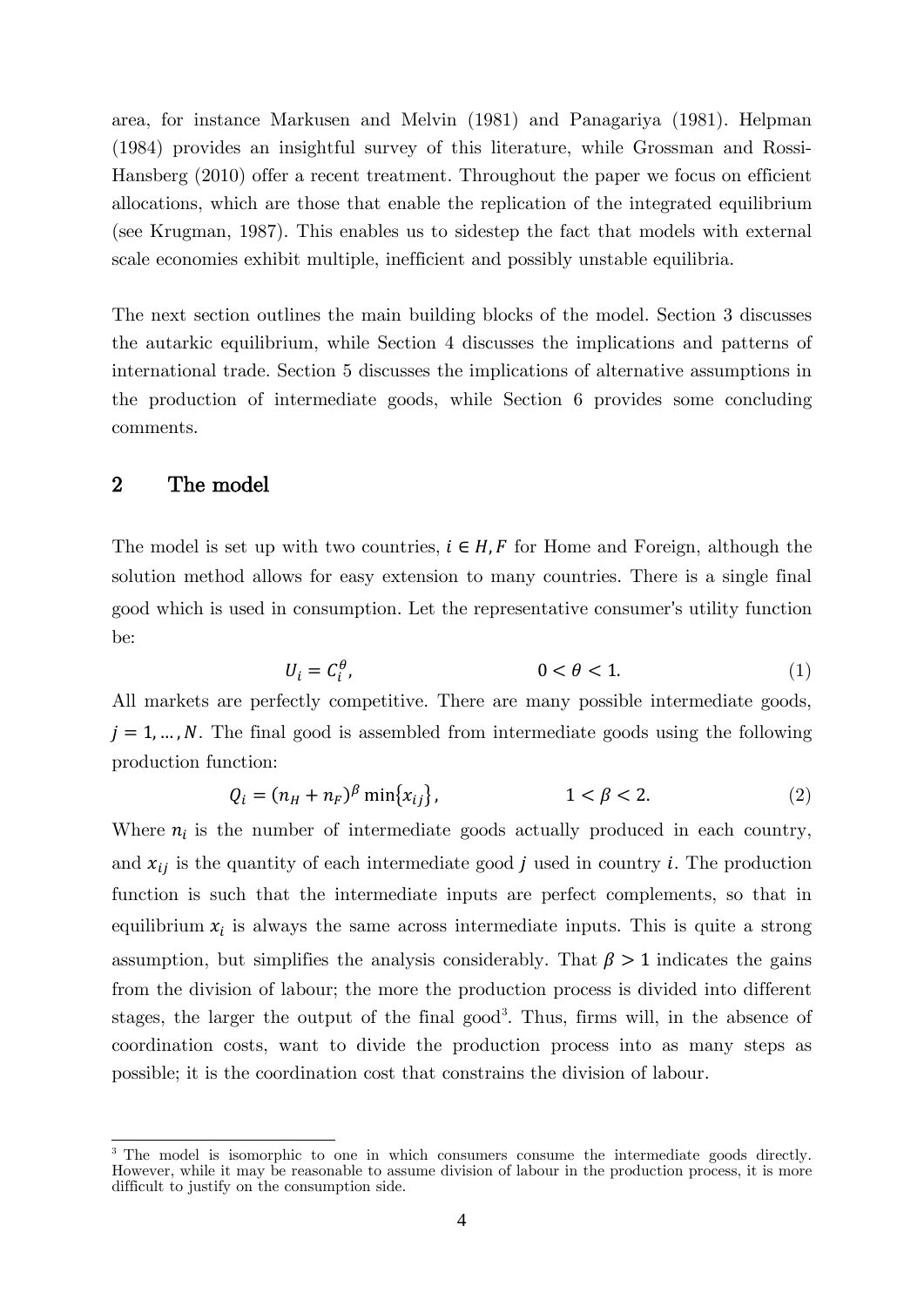area, for instance Markusen and Melvin (1981) and Panagariya (1981). Helpman (1984) provides an insightful survey of this literature, while Grossman and Rossi-Hansberg (2010) offer a recent treatment. Throughout the paper we focus on efficient allocations, which are those that enable the replication of the integrated equilibrium (see Krugman, 1987). This enables us to sidestep the fact that models with external scale economies exhibit multiple, inefficient and possibly unstable equilibria.

The next section outlines the main building blocks of the model. Section 3 discusses the autarkic equilibrium, while Section 4 discusses the implications and patterns of international trade. Section 5 discusses the implications of alternative assumptions in the production of intermediate goods, while Section 6 provides some concluding comments.

## 2 The model

The model is set up with two countries, $i \in H, F$ for Home and Foreign, although the solution method allows for easy extension to many countries. There is a single final good which is used in consumption. Let the representative consumer's utility function be:

$$U_i = C_i^{\theta}, \qquad\qquad 0 < \theta < 1. \tag{1}$$

All markets are perfectly competitive. There are many possible intermediate goods, $j = 1, \ldots, N$. The final good is assembled from intermediate goods using the following production function:

$$Q_i = (n_H + n_F)^{\beta} \min\{x_{ij}\}, \qquad\qquad 1 < \beta < 2. \tag{2}$$

Where $n_i$ is the number of intermediate goods actually produced in each country, and $x_{ij}$ is the quantity of each intermediate good $j$ used in country $i$. The production function is such that the intermediate inputs are perfect complements, so that in equilibrium $x_i$ is always the same across intermediate inputs. This is quite a strong assumption, but simplifies the analysis considerably. That $\beta > 1$ indicates the gains from the division of labour; the more the production process is divided into different stages, the larger the output of the final good[3]. Thus, firms will, in the absence of coordination costs, want to divide the production process into as many steps as possible; it is the coordination cost that constrains the division of labour.

[3] The model is isomorphic to one in which consumers consume the intermediate goods directly. However, while it may be reasonable to assume division of labour in the production process, it is more difficult to justify on the consumption side.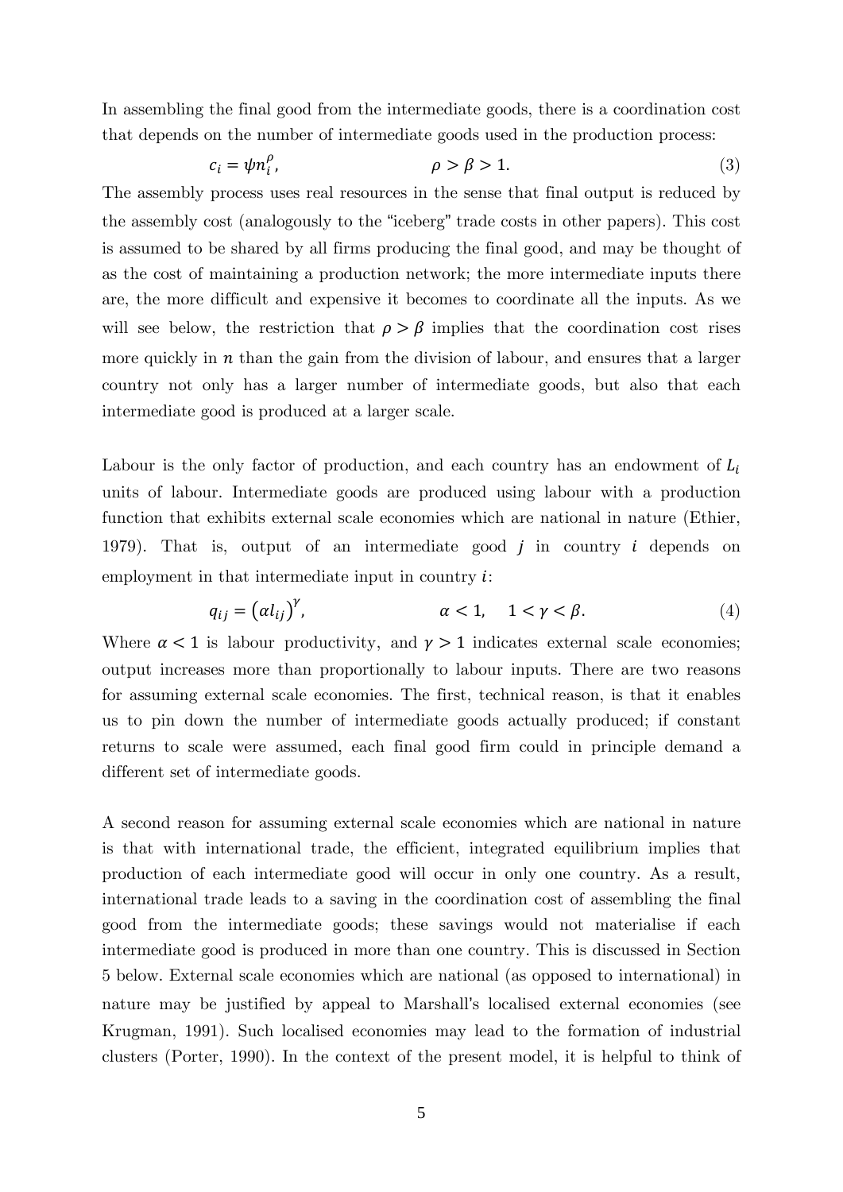In assembling the final good from the intermediate goods, there is a coordination cost that depends on the number of intermediate goods used in the production process:

$$c_i = \psi n_i^{\rho}, \qquad\qquad \rho > \beta > 1. \tag{3}$$

The assembly process uses real resources in the sense that final output is reduced by the assembly cost (analogously to the "iceberg" trade costs in other papers). This cost is assumed to be shared by all firms producing the final good, and may be thought of as the cost of maintaining a production network; the more intermediate inputs there are, the more difficult and expensive it becomes to coordinate all the inputs. As we will see below, the restriction that $\rho > \beta$ implies that the coordination cost rises more quickly in $n$ than the gain from the division of labour, and ensures that a larger country not only has a larger number of intermediate goods, but also that each intermediate good is produced at a larger scale.

Labour is the only factor of production, and each country has an endowment of $L_i$ units of labour. Intermediate goods are produced using labour with a production function that exhibits external scale economies which are national in nature (Ethier, 1979). That is, output of an intermediate good $j$ in country $i$ depends on employment in that intermediate input in country $i$:

$$q_{ij} = \left(\alpha l_{ij}\right)^{\gamma}, \qquad\qquad \alpha < 1, \quad 1 < \gamma < \beta. \tag{4}$$

Where $\alpha < 1$ is labour productivity, and $\gamma > 1$ indicates external scale economies; output increases more than proportionally to labour inputs. There are two reasons for assuming external scale economies. The first, technical reason, is that it enables us to pin down the number of intermediate goods actually produced; if constant returns to scale were assumed, each final good firm could in principle demand a different set of intermediate goods.

A second reason for assuming external scale economies which are national in nature is that with international trade, the efficient, integrated equilibrium implies that production of each intermediate good will occur in only one country. As a result, international trade leads to a saving in the coordination cost of assembling the final good from the intermediate goods; these savings would not materialise if each intermediate good is produced in more than one country. This is discussed in Section 5 below. External scale economies which are national (as opposed to international) in nature may be justified by appeal to Marshall's localised external economies (see Krugman, 1991). Such localised economies may lead to the formation of industrial clusters (Porter, 1990). In the context of the present model, it is helpful to think of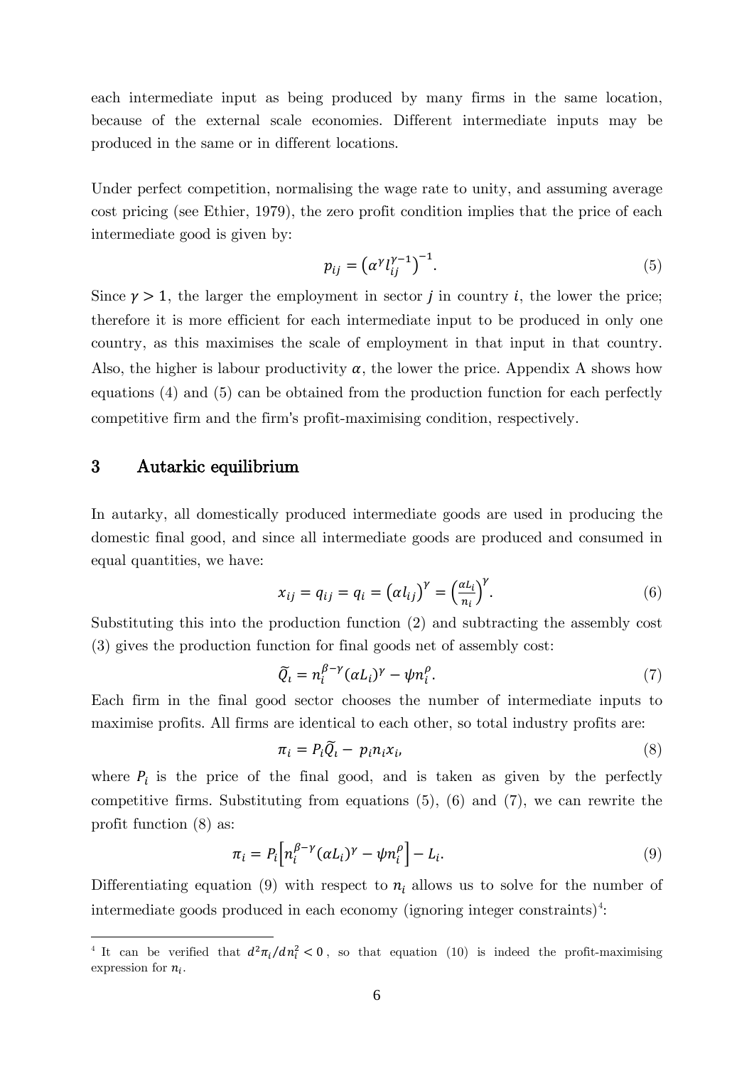each intermediate input as being produced by many firms in the same location, because of the external scale economies. Different intermediate inputs may be produced in the same or in different locations.

Under perfect competition, normalising the wage rate to unity, and assuming average cost pricing (see Ethier, 1979), the zero profit condition implies that the price of each intermediate good is given by:

$$p_{ij} = \left(\alpha^{\gamma} l_{ij}^{\gamma-1}\right)^{-1}. \tag{5}$$

Since $\gamma > 1$, the larger the employment in sector $j$ in country $i$, the lower the price; therefore it is more efficient for each intermediate input to be produced in only one country, as this maximises the scale of employment in that input in that country. Also, the higher is labour productivity $\alpha$, the lower the price. Appendix A shows how equations (4) and (5) can be obtained from the production function for each perfectly competitive firm and the firm's profit-maximising condition, respectively.

## 3 Autarkic equilibrium

In autarky, all domestically produced intermediate goods are used in producing the domestic final good, and since all intermediate goods are produced and consumed in equal quantities, we have:

$$x_{ij} = q_{ij} = q_i = \left(\alpha l_{ij}\right)^{\gamma} = \left(\frac{\alpha L_i}{n_i}\right)^{\gamma}. \tag{6}$$

Substituting this into the production function (2) and subtracting the assembly cost (3) gives the production function for final goods net of assembly cost:

$$\widetilde{Q}_i = n_i^{\beta-\gamma}(\alpha L_i)^{\gamma} - \psi n_i^{\rho}. \tag{7}$$

Each firm in the final good sector chooses the number of intermediate inputs to maximise profits. All firms are identical to each other, so total industry profits are:

$$\pi_i = P_i \widetilde{Q}_i - p_i n_i x_i, \tag{8}$$

where $P_i$ is the price of the final good, and is taken as given by the perfectly competitive firms. Substituting from equations (5), (6) and (7), we can rewrite the profit function (8) as:

$$\pi_i = P_i\left[n_i^{\beta-\gamma}(\alpha L_i)^{\gamma} - \psi n_i^{\rho}\right] - L_i. \tag{9}$$

Differentiating equation (9) with respect to $n_i$ allows us to solve for the number of intermediate goods produced in each economy (ignoring integer constraints)[4]:

[4] It can be verified that $d^2\pi_i/dn_i^2 < 0$, so that equation (10) is indeed the profit-maximising expression for $n_i$.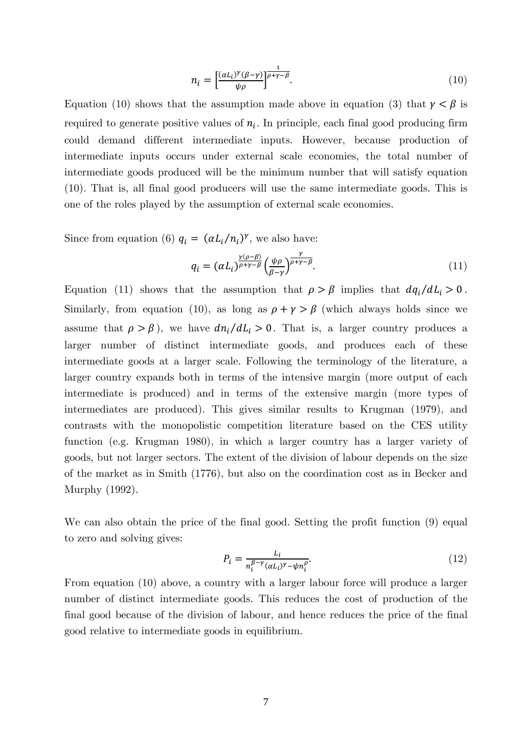$$n_i = \left[\frac{(\alpha L_i)^{\gamma}(\beta-\gamma)}{\psi\rho}\right]^{\frac{1}{\rho+\gamma-\beta}}. \tag{10}$$

Equation (10) shows that the assumption made above in equation (3) that $\gamma < \beta$ is required to generate positive values of $n_i$. In principle, each final good producing firm could demand different intermediate inputs. However, because production of intermediate inputs occurs under external scale economies, the total number of intermediate goods produced will be the minimum number that will satisfy equation (10). That is, all final good producers will use the same intermediate goods. This is one of the roles played by the assumption of external scale economies.

Since from equation (6) $q_i = (\alpha L_i/n_i)^{\gamma}$, we also have:

$$q_i = (\alpha L_i)^{\frac{\gamma(\rho-\beta)}{\rho+\gamma-\beta}}\left(\frac{\psi\rho}{\beta-\gamma}\right)^{\frac{\gamma}{\rho+\gamma-\beta}}. \tag{11}$$

Equation (11) shows that the assumption that $\rho > \beta$ implies that $dq_i/dL_i > 0$. Similarly, from equation (10), as long as $\rho + \gamma > \beta$ (which always holds since we assume that $\rho > \beta$), we have $dn_i/dL_i > 0$. That is, a larger country produces a larger number of distinct intermediate goods, and produces each of these intermediate goods at a larger scale. Following the terminology of the literature, a larger country expands both in terms of the intensive margin (more output of each intermediate is produced) and in terms of the extensive margin (more types of intermediates are produced). This gives similar results to Krugman (1979), and contrasts with the monopolistic competition literature based on the CES utility function (e.g. Krugman 1980), in which a larger country has a larger variety of goods, but not larger sectors. The extent of the division of labour depends on the size of the market as in Smith (1776), but also on the coordination cost as in Becker and Murphy (1992).

We can also obtain the price of the final good. Setting the profit function (9) equal to zero and solving gives:

$$P_i = \frac{L_i}{n_i^{\beta-\gamma}(\alpha L_i)^{\gamma} - \psi n_i^{\rho}}. \tag{12}$$

From equation (10) above, a country with a larger labour force will produce a larger number of distinct intermediate goods. This reduces the cost of production of the final good because of the division of labour, and hence reduces the price of the final good relative to intermediate goods in equilibrium.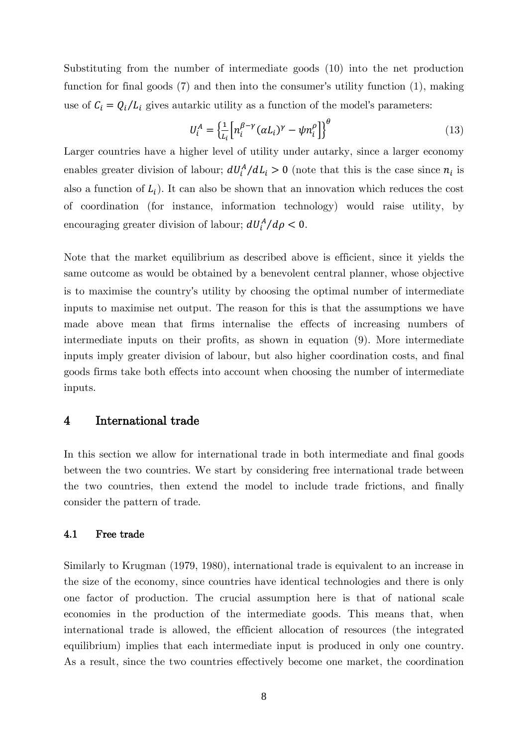Substituting from the number of intermediate goods (10) into the net production function for final goods (7) and then into the consumer's utility function (1), making use of $C_i = Q_i/L_i$ gives autarkic utility as a function of the model's parameters:

$$U_i^A = \left\{\frac{1}{L_i}\left[n_i^{\beta-\gamma}(\alpha L_i)^{\gamma} - \psi n_i^{\rho}\right]\right\}^{\theta} \tag{13}$$

Larger countries have a higher level of utility under autarky, since a larger economy enables greater division of labour; $dU_i^A/dL_i > 0$ (note that this is the case since $n_i$ is also a function of $L_i$). It can also be shown that an innovation which reduces the cost of coordination (for instance, information technology) would raise utility, by encouraging greater division of labour; $dU_i^A/d\rho < 0$.

Note that the market equilibrium as described above is efficient, since it yields the same outcome as would be obtained by a benevolent central planner, whose objective is to maximise the country's utility by choosing the optimal number of intermediate inputs to maximise net output. The reason for this is that the assumptions we have made above mean that firms internalise the effects of increasing numbers of intermediate inputs on their profits, as shown in equation (9). More intermediate inputs imply greater division of labour, but also higher coordination costs, and final goods firms take both effects into account when choosing the number of intermediate inputs.

# 4 International trade

In this section we allow for international trade in both intermediate and final goods between the two countries. We start by considering free international trade between the two countries, then extend the model to include trade frictions, and finally consider the pattern of trade.

## 4.1 Free trade

Similarly to Krugman (1979, 1980), international trade is equivalent to an increase in the size of the economy, since countries have identical technologies and there is only one factor of production. The crucial assumption here is that of national scale economies in the production of the intermediate goods. This means that, when international trade is allowed, the efficient allocation of resources (the integrated equilibrium) implies that each intermediate input is produced in only one country. As a result, since the two countries effectively become one market, the coordination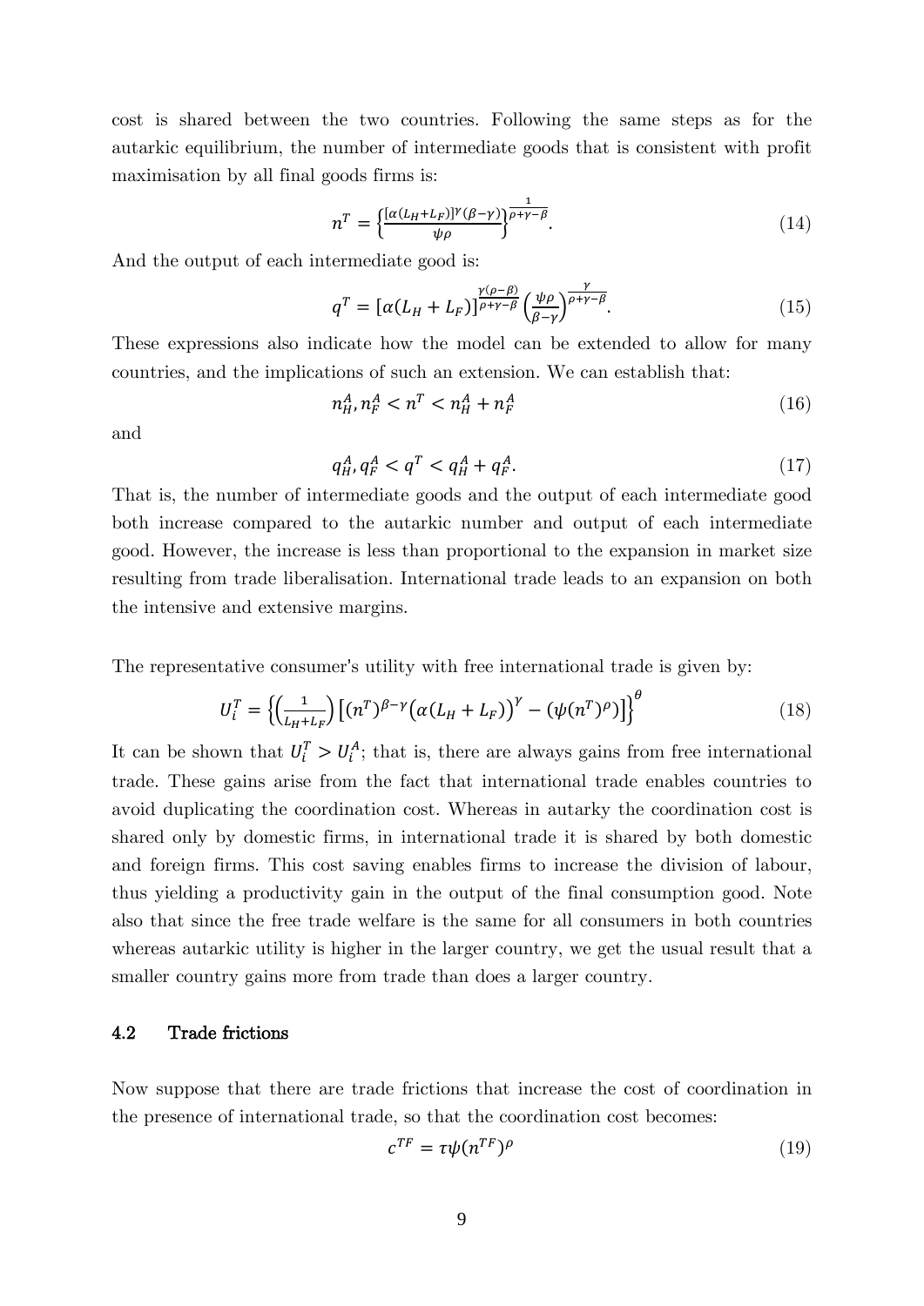cost is shared between the two countries. Following the same steps as for the autarkic equilibrium, the number of intermediate goods that is consistent with profit maximisation by all final goods firms is:

$$n^T = \left\{\frac{[\alpha(L_H+L_F)]^\gamma(\beta-\gamma)}{\psi\rho}\right\}^{\frac{1}{\rho+\gamma-\beta}}. \tag{14}$$

And the output of each intermediate good is:

$$q^T = [\alpha(L_H+L_F)]^{\frac{\gamma(\rho-\beta)}{\rho+\gamma-\beta}}\left(\frac{\psi\rho}{\beta-\gamma}\right)^{\frac{\gamma}{\rho+\gamma-\beta}}. \tag{15}$$

These expressions also indicate how the model can be extended to allow for many countries, and the implications of such an extension. We can establish that:

$$n_H^A, n_F^A < n^T < n_H^A + n_F^A \tag{16}$$

and

$$q_H^A, q_F^A < q^T < q_H^A + q_F^A. \tag{17}$$

That is, the number of intermediate goods and the output of each intermediate good both increase compared to the autarkic number and output of each intermediate good. However, the increase is less than proportional to the expansion in market size resulting from trade liberalisation. International trade leads to an expansion on both the intensive and extensive margins.

The representative consumer's utility with free international trade is given by:

$$U_i^T = \left\{\left(\frac{1}{L_H+L_F}\right)\left[(n^T)^{\beta-\gamma}\left(\alpha(L_H+L_F)\right)^\gamma - (\psi(n^T)^\rho)\right]\right\}^\theta \tag{18}$$

It can be shown that $U_i^T > U_i^A$; that is, there are always gains from free international trade. These gains arise from the fact that international trade enables countries to avoid duplicating the coordination cost. Whereas in autarky the coordination cost is shared only by domestic firms, in international trade it is shared by both domestic and foreign firms. This cost saving enables firms to increase the division of labour, thus yielding a productivity gain in the output of the final consumption good. Note also that since the free trade welfare is the same for all consumers in both countries whereas autarkic utility is higher in the larger country, we get the usual result that a smaller country gains more from trade than does a larger country.

### 4.2 Trade frictions

Now suppose that there are trade frictions that increase the cost of coordination in the presence of international trade, so that the coordination cost becomes:

$$c^{TF} = \tau\psi(n^{TF})^\rho \tag{19}$$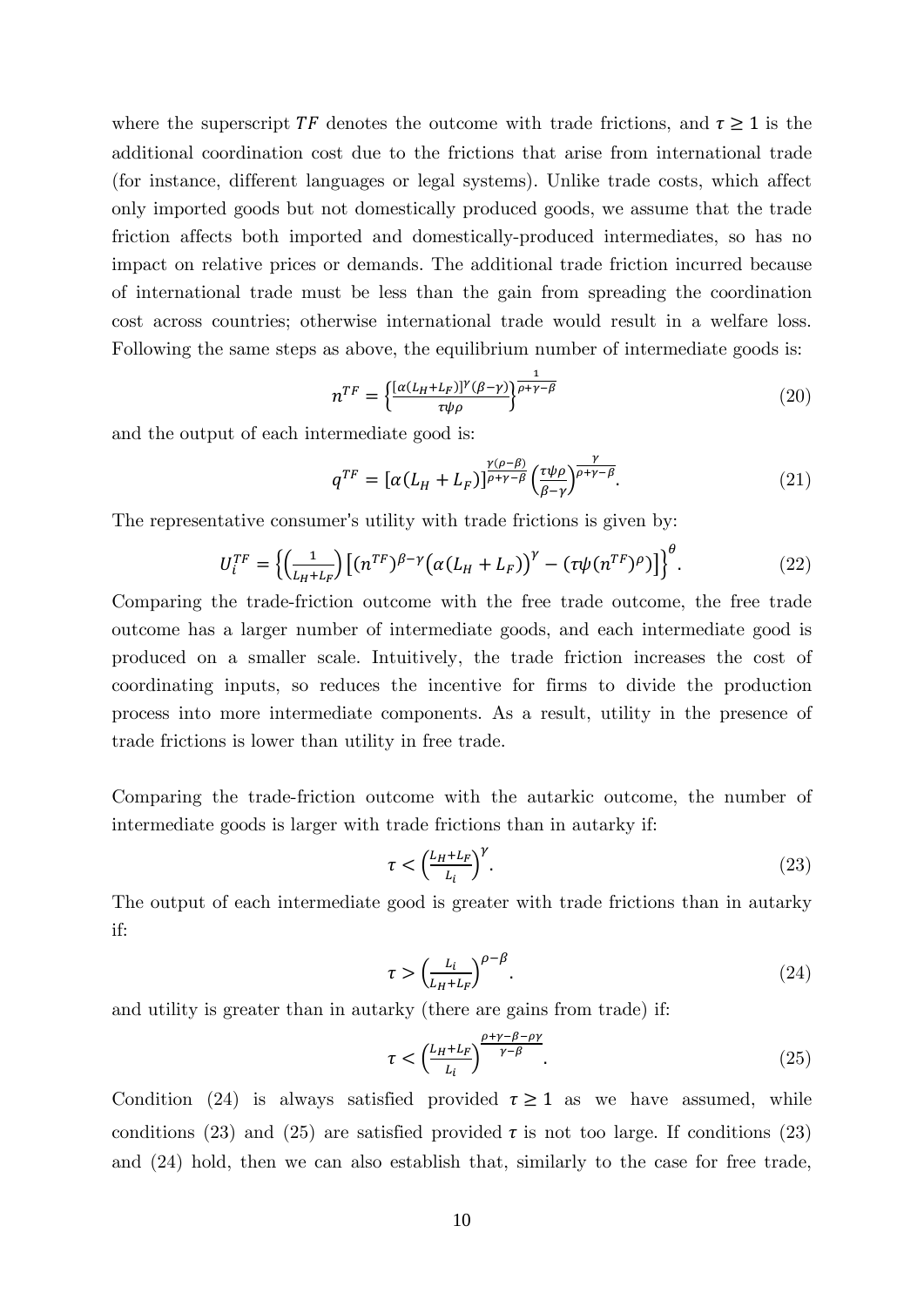where the superscript $TF$ denotes the outcome with trade frictions, and $\tau \geq 1$ is the additional coordination cost due to the frictions that arise from international trade (for instance, different languages or legal systems). Unlike trade costs, which affect only imported goods but not domestically produced goods, we assume that the trade friction affects both imported and domestically-produced intermediates, so has no impact on relative prices or demands. The additional trade friction incurred because of international trade must be less than the gain from spreading the coordination cost across countries; otherwise international trade would result in a welfare loss. Following the same steps as above, the equilibrium number of intermediate goods is:

$$n^{TF} = \left\{\frac{[\alpha(L_H+L_F)]^{\gamma}(\beta-\gamma)}{\tau\psi\rho}\right\}^{\frac{1}{\rho+\gamma-\beta}} \tag{20}$$

and the output of each intermediate good is:

$$q^{TF} = [\alpha(L_H + L_F)]^{\frac{\gamma(\rho-\beta)}{\rho+\gamma-\beta}} \left(\frac{\tau\psi\rho}{\beta-\gamma}\right)^{\frac{\gamma}{\rho+\gamma-\beta}}. \tag{21}$$

The representative consumer's utility with trade frictions is given by:

$$U_i^{TF} = \left\{\left(\frac{1}{L_H+L_F}\right)\left[(n^{TF})^{\beta-\gamma}\big(\alpha(L_H + L_F)\big)^{\gamma} - \big(\tau\psi(n^{TF})^{\rho}\big)\right]\right\}^{\theta}. \tag{22}$$

Comparing the trade-friction outcome with the free trade outcome, the free trade outcome has a larger number of intermediate goods, and each intermediate good is produced on a smaller scale. Intuitively, the trade friction increases the cost of coordinating inputs, so reduces the incentive for firms to divide the production process into more intermediate components. As a result, utility in the presence of trade frictions is lower than utility in free trade.

Comparing the trade-friction outcome with the autarkic outcome, the number of intermediate goods is larger with trade frictions than in autarky if:

$$\tau < \left(\frac{L_H+L_F}{L_i}\right)^{\gamma}. \tag{23}$$

The output of each intermediate good is greater with trade frictions than in autarky if:

$$\tau > \left(\frac{L_i}{L_H+L_F}\right)^{\rho-\beta}. \tag{24}$$

and utility is greater than in autarky (there are gains from trade) if:

$$\tau < \left(\frac{L_H+L_F}{L_i}\right)^{\frac{\rho+\gamma-\beta-\rho\gamma}{\gamma-\beta}}. \tag{25}$$

Condition (24) is always satisfied provided $\tau \geq 1$ as we have assumed, while conditions (23) and (25) are satisfied provided $\tau$ is not too large. If conditions (23) and (24) hold, then we can also establish that, similarly to the case for free trade,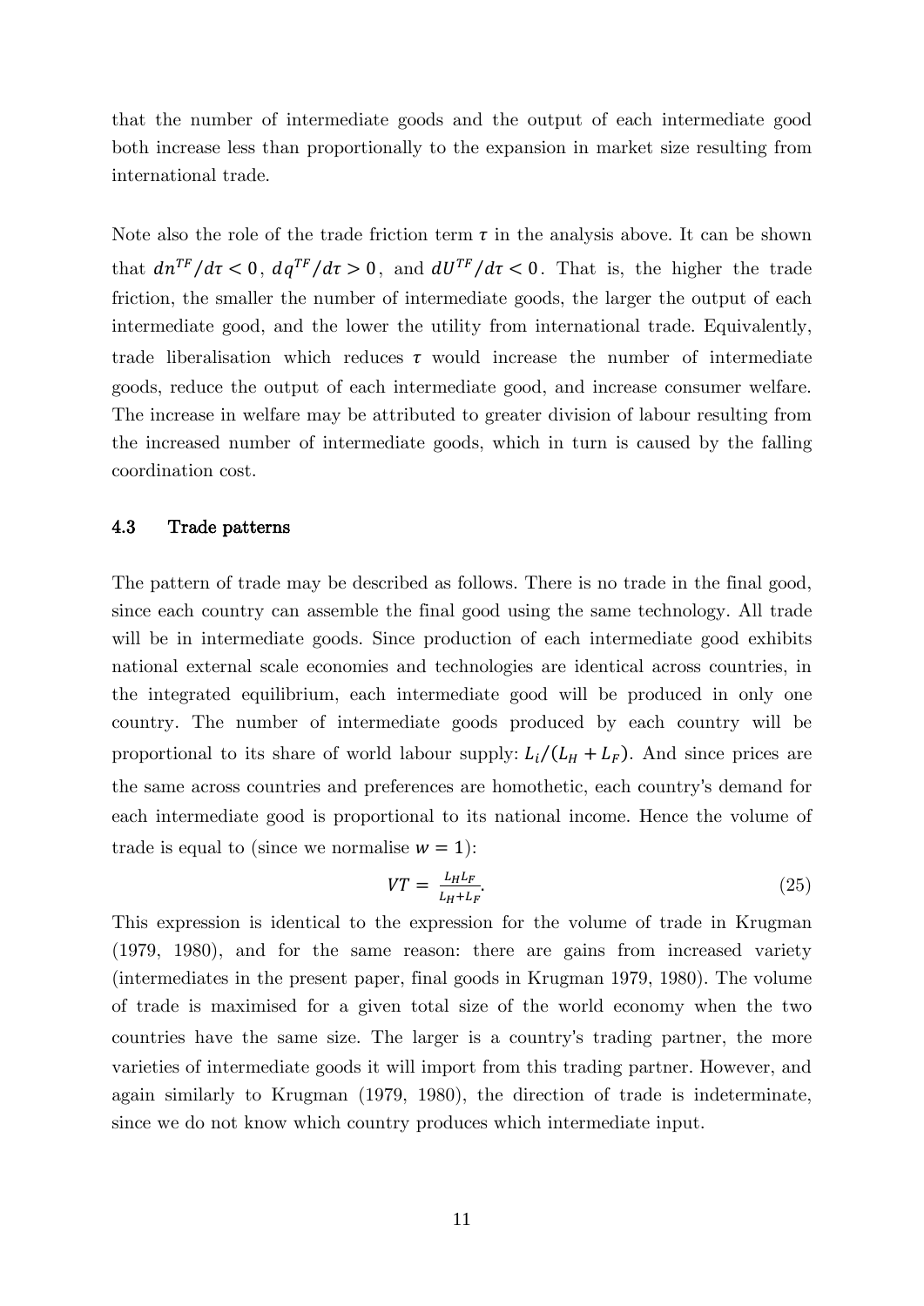that the number of intermediate goods and the output of each intermediate good both increase less than proportionally to the expansion in market size resulting from international trade.

Note also the role of the trade friction term $\tau$ in the analysis above. It can be shown that $dn^{TF}/d\tau < 0$, $dq^{TF}/d\tau > 0$, and $dU^{TF}/d\tau < 0$. That is, the higher the trade friction, the smaller the number of intermediate goods, the larger the output of each intermediate good, and the lower the utility from international trade. Equivalently, trade liberalisation which reduces $\tau$ would increase the number of intermediate goods, reduce the output of each intermediate good, and increase consumer welfare. The increase in welfare may be attributed to greater division of labour resulting from the increased number of intermediate goods, which in turn is caused by the falling coordination cost.

### 4.3 Trade patterns

The pattern of trade may be described as follows. There is no trade in the final good, since each country can assemble the final good using the same technology. All trade will be in intermediate goods. Since production of each intermediate good exhibits national external scale economies and technologies are identical across countries, in the integrated equilibrium, each intermediate good will be produced in only one country. The number of intermediate goods produced by each country will be proportional to its share of world labour supply: $L_i/(L_H + L_F)$. And since prices are the same across countries and preferences are homothetic, each country's demand for each intermediate good is proportional to its national income. Hence the volume of trade is equal to (since we normalise $w = 1$):

$$VT = \frac{L_H L_F}{L_H + L_F}. \tag{25}$$

This expression is identical to the expression for the volume of trade in Krugman (1979, 1980), and for the same reason: there are gains from increased variety (intermediates in the present paper, final goods in Krugman 1979, 1980). The volume of trade is maximised for a given total size of the world economy when the two countries have the same size. The larger is a country's trading partner, the more varieties of intermediate goods it will import from this trading partner. However, and again similarly to Krugman (1979, 1980), the direction of trade is indeterminate, since we do not know which country produces which intermediate input.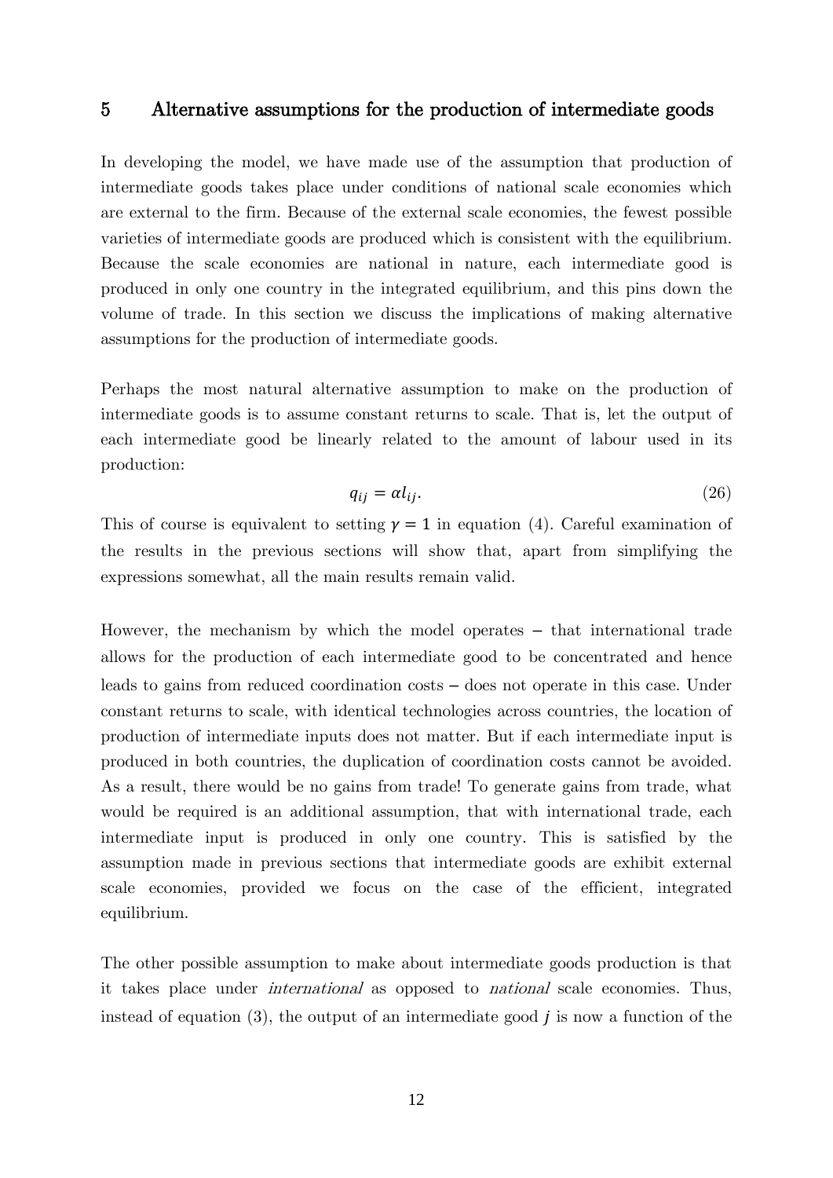## 5 Alternative assumptions for the production of intermediate goods

In developing the model, we have made use of the assumption that production of intermediate goods takes place under conditions of national scale economies which are external to the firm. Because of the external scale economies, the fewest possible varieties of intermediate goods are produced which is consistent with the equilibrium. Because the scale economies are national in nature, each intermediate good is produced in only one country in the integrated equilibrium, and this pins down the volume of trade. In this section we discuss the implications of making alternative assumptions for the production of intermediate goods.

Perhaps the most natural alternative assumption to make on the production of intermediate goods is to assume constant returns to scale. That is, let the output of each intermediate good be linearly related to the amount of labour used in its production:

$$q_{ij} = \alpha l_{ij}. \tag{26}$$

This of course is equivalent to setting $\gamma = 1$ in equation (4). Careful examination of the results in the previous sections will show that, apart from simplifying the expressions somewhat, all the main results remain valid.

However, the mechanism by which the model operates – that international trade allows for the production of each intermediate good to be concentrated and hence leads to gains from reduced coordination costs – does not operate in this case. Under constant returns to scale, with identical technologies across countries, the location of production of intermediate inputs does not matter. But if each intermediate input is produced in both countries, the duplication of coordination costs cannot be avoided. As a result, there would be no gains from trade! To generate gains from trade, what would be required is an additional assumption, that with international trade, each intermediate input is produced in only one country. This is satisfied by the assumption made in previous sections that intermediate goods are exhibit external scale economies, provided we focus on the case of the efficient, integrated equilibrium.

The other possible assumption to make about intermediate goods production is that it takes place under *international* as opposed to *national* scale economies. Thus, instead of equation (3), the output of an intermediate good $j$ is now a function of the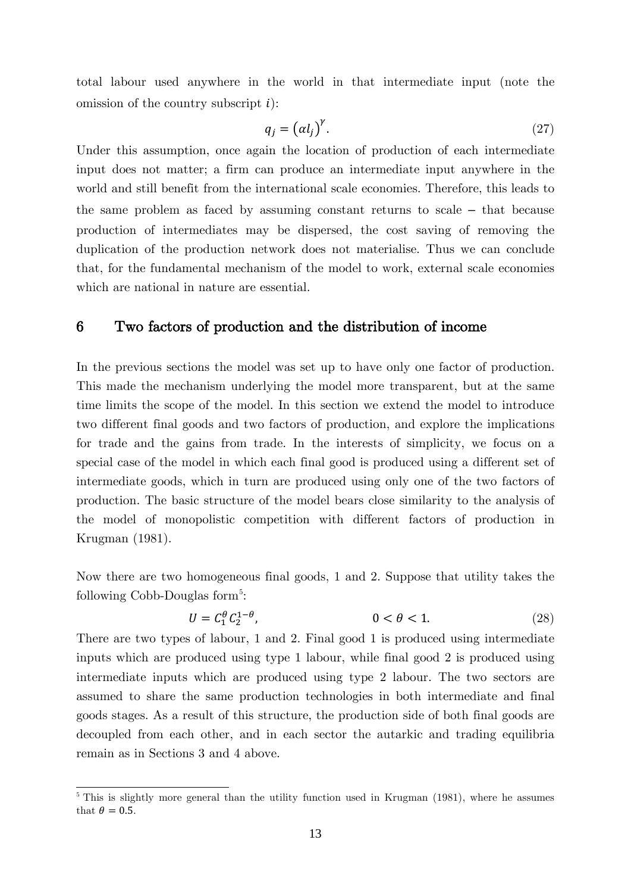total labour used anywhere in the world in that intermediate input (note the omission of the country subscript $i$):

$$q_j = \left(\alpha l_j\right)^{\gamma}. \tag{27}$$

Under this assumption, once again the location of production of each intermediate input does not matter; a firm can produce an intermediate input anywhere in the world and still benefit from the international scale economies. Therefore, this leads to the same problem as faced by assuming constant returns to scale – that because production of intermediates may be dispersed, the cost saving of removing the duplication of the production network does not materialise. Thus we can conclude that, for the fundamental mechanism of the model to work, external scale economies which are national in nature are essential.

## 6 Two factors of production and the distribution of income

In the previous sections the model was set up to have only one factor of production. This made the mechanism underlying the model more transparent, but at the same time limits the scope of the model. In this section we extend the model to introduce two different final goods and two factors of production, and explore the implications for trade and the gains from trade. In the interests of simplicity, we focus on a special case of the model in which each final good is produced using a different set of intermediate goods, which in turn are produced using only one of the two factors of production. The basic structure of the model bears close similarity to the analysis of the model of monopolistic competition with different factors of production in Krugman (1981).

Now there are two homogeneous final goods, 1 and 2. Suppose that utility takes the following Cobb-Douglas form[5]:

$$U = C_1^{\theta} C_2^{1-\theta}, \qquad\qquad 0 < \theta < 1. \tag{28}$$

There are two types of labour, 1 and 2. Final good 1 is produced using intermediate inputs which are produced using type 1 labour, while final good 2 is produced using intermediate inputs which are produced using type 2 labour. The two sectors are assumed to share the same production technologies in both intermediate and final goods stages. As a result of this structure, the production side of both final goods are decoupled from each other, and in each sector the autarkic and trading equilibria remain as in Sections 3 and 4 above.

[5] This is slightly more general than the utility function used in Krugman (1981), where he assumes that $\theta = 0.5$.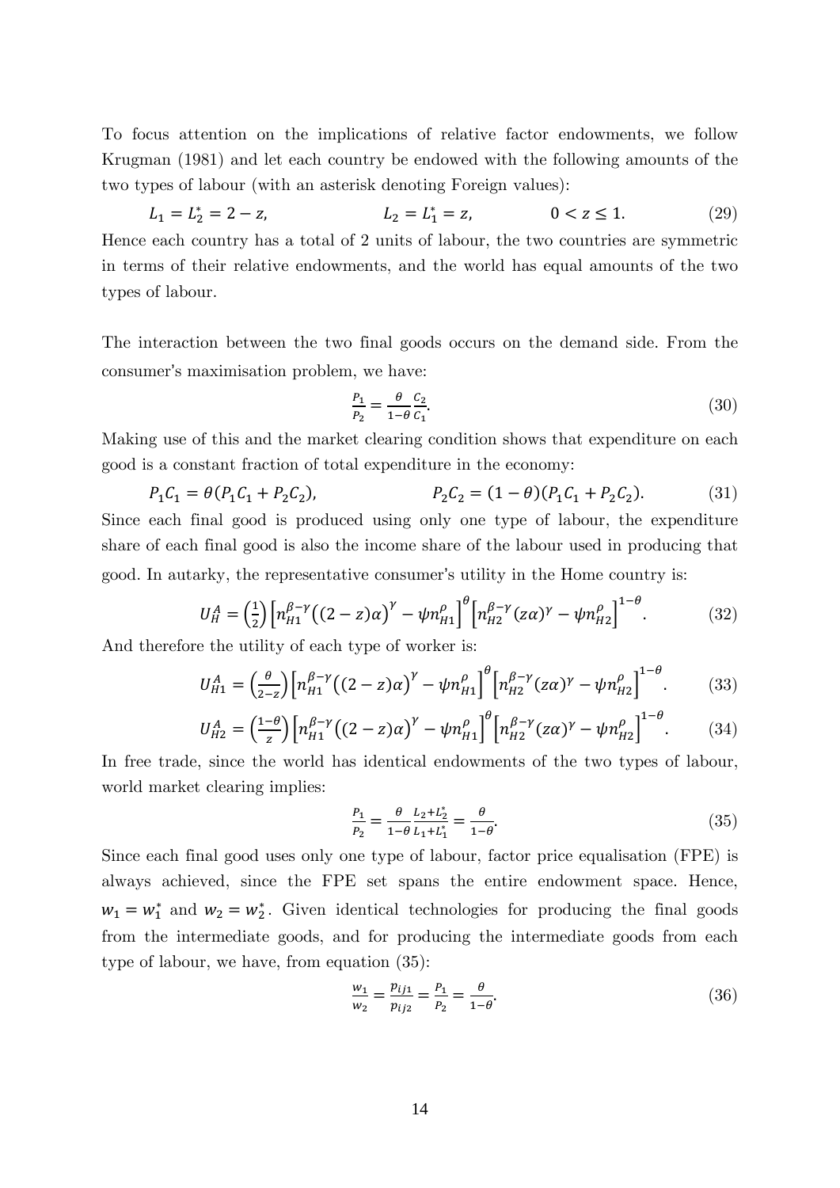To focus attention on the implications of relative factor endowments, we follow Krugman (1981) and let each country be endowed with the following amounts of the two types of labour (with an asterisk denoting Foreign values):

$$L_1 = L_2^* = 2 - z, \qquad\qquad L_2 = L_1^* = z, \qquad\qquad 0 < z \leq 1. \tag{29}$$

Hence each country has a total of 2 units of labour, the two countries are symmetric in terms of their relative endowments, and the world has equal amounts of the two types of labour.

The interaction between the two final goods occurs on the demand side. From the consumer's maximisation problem, we have:

$$\frac{P_1}{P_2} = \frac{\theta}{1-\theta}\frac{C_2}{C_1}. \tag{30}$$

Making use of this and the market clearing condition shows that expenditure on each good is a constant fraction of total expenditure in the economy:

$$P_1 C_1 = \theta(P_1 C_1 + P_2 C_2), \qquad\qquad P_2 C_2 = (1-\theta)(P_1 C_1 + P_2 C_2). \tag{31}$$

Since each final good is produced using only one type of labour, the expenditure share of each final good is also the income share of the labour used in producing that good. In autarky, the representative consumer's utility in the Home country is:

$$U_H^A = \left(\frac{1}{2}\right)\left[n_{H1}^{\beta-\gamma}\big((2-z)\alpha\big)^{\gamma} - \psi n_{H1}^{\rho}\right]^{\theta}\left[n_{H2}^{\beta-\gamma}(z\alpha)^{\gamma} - \psi n_{H2}^{\rho}\right]^{1-\theta}. \tag{32}$$

And therefore the utility of each type of worker is:

$$U_{H1}^A = \left(\frac{\theta}{2-z}\right)\left[n_{H1}^{\beta-\gamma}\big((2-z)\alpha\big)^{\gamma} - \psi n_{H1}^{\rho}\right]^{\theta}\left[n_{H2}^{\beta-\gamma}(z\alpha)^{\gamma} - \psi n_{H2}^{\rho}\right]^{1-\theta}. \tag{33}$$

$$U_{H2}^A = \left(\frac{1-\theta}{z}\right)\left[n_{H1}^{\beta-\gamma}\big((2-z)\alpha\big)^{\gamma} - \psi n_{H1}^{\rho}\right]^{\theta}\left[n_{H2}^{\beta-\gamma}(z\alpha)^{\gamma} - \psi n_{H2}^{\rho}\right]^{1-\theta}. \tag{34}$$

In free trade, since the world has identical endowments of the two types of labour, world market clearing implies:

$$\frac{P_1}{P_2} = \frac{\theta}{1-\theta}\frac{L_2 + L_2^*}{L_1 + L_1^*} = \frac{\theta}{1-\theta}. \tag{35}$$

Since each final good uses only one type of labour, factor price equalisation (FPE) is always achieved, since the FPE set spans the entire endowment space. Hence, $w_1 = w_1^*$ and $w_2 = w_2^*$. Given identical technologies for producing the final goods from the intermediate goods, and for producing the intermediate goods from each type of labour, we have, from equation (35):

$$\frac{w_1}{w_2} = \frac{p_{ij1}}{p_{ij2}} = \frac{P_1}{P_2} = \frac{\theta}{1-\theta}. \tag{36}$$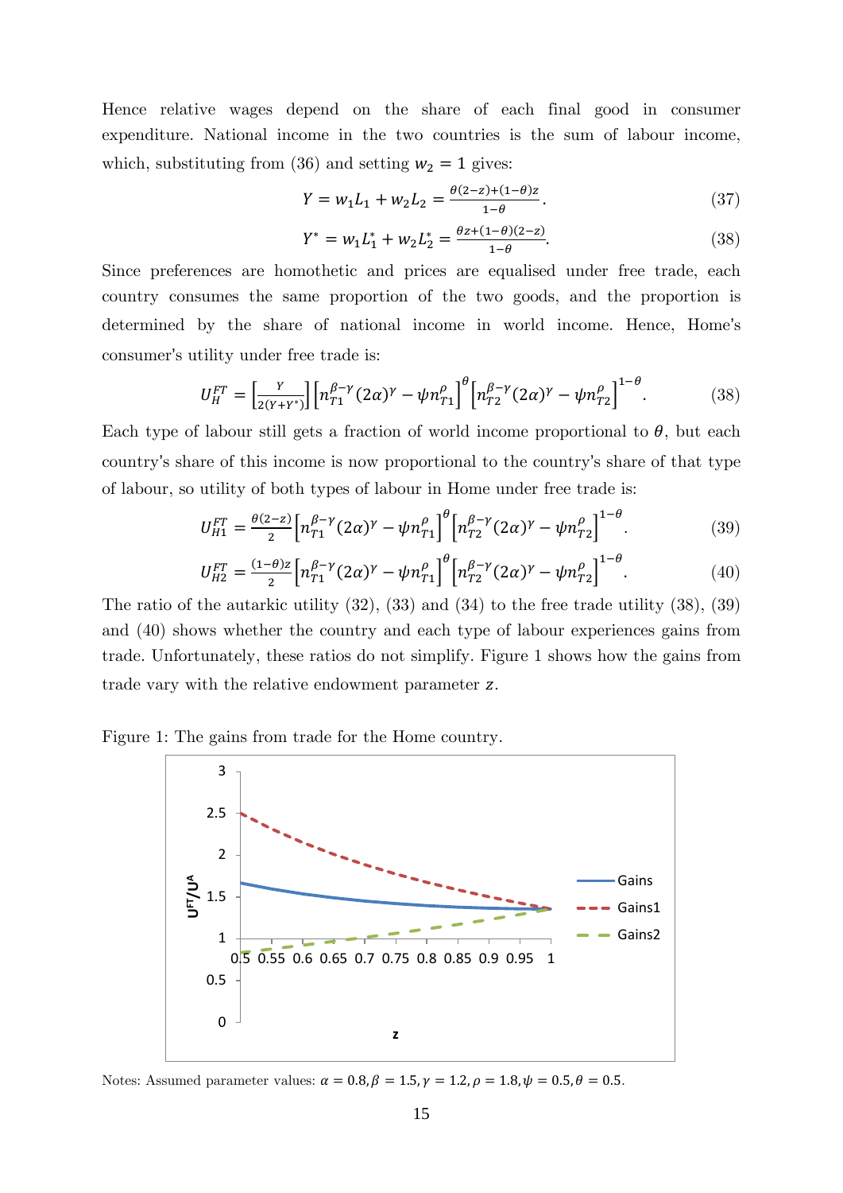Hence relative wages depend on the share of each final good in consumer expenditure. National income in the two countries is the sum of labour income, which, substituting from (36) and setting $w_2 = 1$ gives:

$$Y = w_1 L_1 + w_2 L_2 = \frac{\theta(2-z)+(1-\theta)z}{1-\theta}. \tag{37}$$

$$Y^* = w_1 L_1^* + w_2 L_2^* = \frac{\theta z+(1-\theta)(2-z)}{1-\theta}. \tag{38}$$

Since preferences are homothetic and prices are equalised under free trade, each country consumes the same proportion of the two goods, and the proportion is determined by the share of national income in world income. Hence, Home's consumer's utility under free trade is:

$$U_H^{FT} = \left[\frac{Y}{2(Y+Y^*)}\right]\left[n_{T1}^{\beta-\gamma}(2\alpha)^\gamma - \psi n_{T1}^\rho\right]^\theta\left[n_{T2}^{\beta-\gamma}(2\alpha)^\gamma - \psi n_{T2}^\rho\right]^{1-\theta}. \tag{38}$$

Each type of labour still gets a fraction of world income proportional to $\theta$, but each country's share of this income is now proportional to the country's share of that type of labour, so utility of both types of labour in Home under free trade is:

$$U_{H1}^{FT} = \frac{\theta(2-z)}{2}\left[n_{T1}^{\beta-\gamma}(2\alpha)^\gamma - \psi n_{T1}^\rho\right]^\theta\left[n_{T2}^{\beta-\gamma}(2\alpha)^\gamma - \psi n_{T2}^\rho\right]^{1-\theta}. \tag{39}$$

$$U_{H2}^{FT} = \frac{(1-\theta)z}{2}\left[n_{T1}^{\beta-\gamma}(2\alpha)^\gamma - \psi n_{T1}^\rho\right]^\theta\left[n_{T2}^{\beta-\gamma}(2\alpha)^\gamma - \psi n_{T2}^\rho\right]^{1-\theta}. \tag{40}$$

The ratio of the autarkic utility (32), (33) and (34) to the free trade utility (38), (39) and (40) shows whether the country and each type of labour experiences gains from trade. Unfortunately, these ratios do not simplify. Figure 1 shows how the gains from trade vary with the relative endowment parameter $z$.

Figure 1: The gains from trade for the Home country.

Notes: Assumed parameter values: $\alpha = 0.8, \beta = 1.5, \gamma = 1.2, \rho = 1.8, \psi = 0.5, \theta = 0.5$.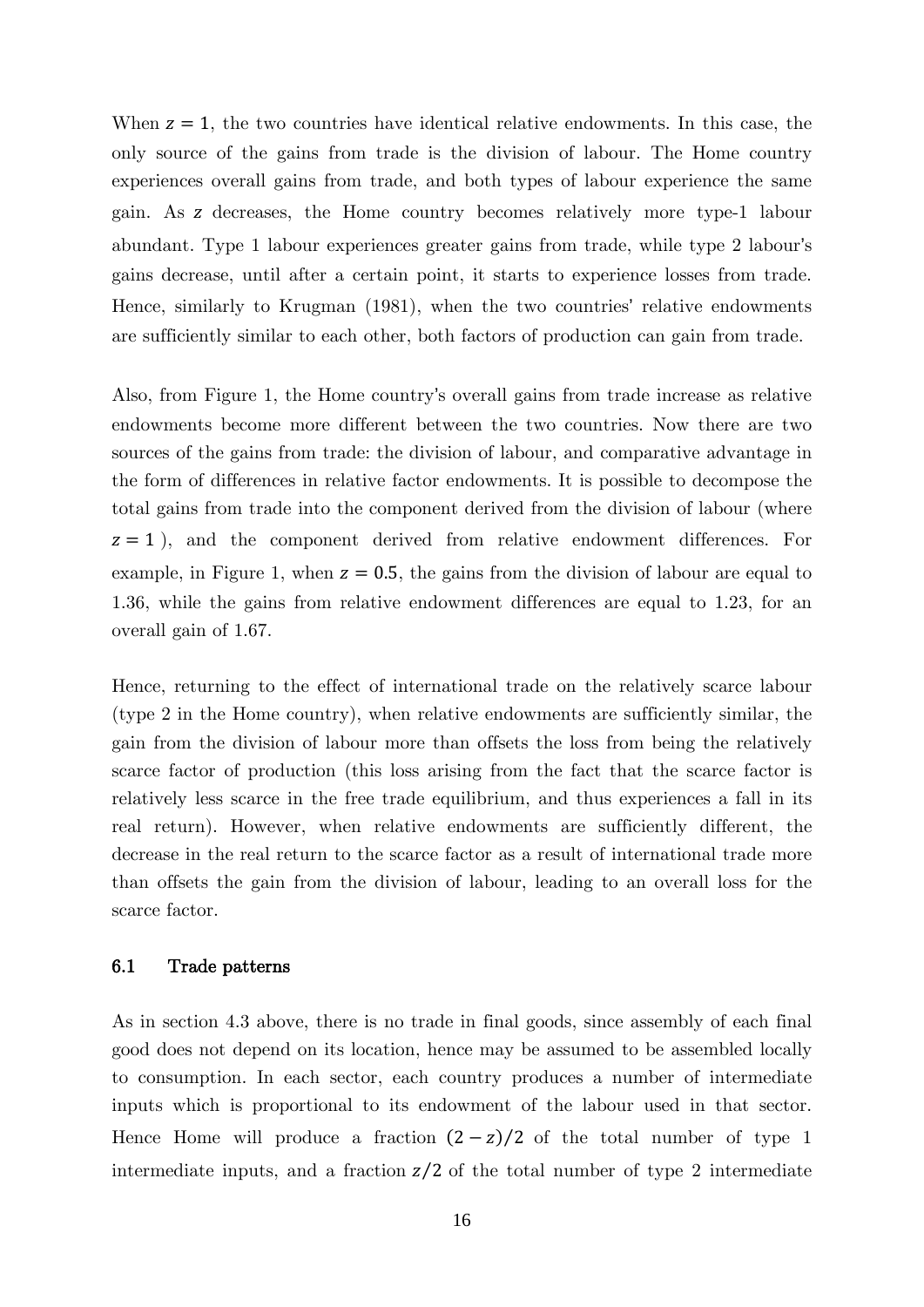When $z = 1$, the two countries have identical relative endowments. In this case, the only source of the gains from trade is the division of labour. The Home country experiences overall gains from trade, and both types of labour experience the same gain. As $z$ decreases, the Home country becomes relatively more type-1 labour abundant. Type 1 labour experiences greater gains from trade, while type 2 labour's gains decrease, until after a certain point, it starts to experience losses from trade. Hence, similarly to Krugman (1981), when the two countries' relative endowments are sufficiently similar to each other, both factors of production can gain from trade.

Also, from Figure 1, the Home country's overall gains from trade increase as relative endowments become more different between the two countries. Now there are two sources of the gains from trade: the division of labour, and comparative advantage in the form of differences in relative factor endowments. It is possible to decompose the total gains from trade into the component derived from the division of labour (where $z = 1$), and the component derived from relative endowment differences. For example, in Figure 1, when $z = 0.5$, the gains from the division of labour are equal to 1.36, while the gains from relative endowment differences are equal to 1.23, for an overall gain of 1.67.

Hence, returning to the effect of international trade on the relatively scarce labour (type 2 in the Home country), when relative endowments are sufficiently similar, the gain from the division of labour more than offsets the loss from being the relatively scarce factor of production (this loss arising from the fact that the scarce factor is relatively less scarce in the free trade equilibrium, and thus experiences a fall in its real return). However, when relative endowments are sufficiently different, the decrease in the real return to the scarce factor as a result of international trade more than offsets the gain from the division of labour, leading to an overall loss for the scarce factor.

### 6.1 Trade patterns

As in section 4.3 above, there is no trade in final goods, since assembly of each final good does not depend on its location, hence may be assumed to be assembled locally to consumption. In each sector, each country produces a number of intermediate inputs which is proportional to its endowment of the labour used in that sector. Hence Home will produce a fraction $(2 - z)/2$ of the total number of type 1 intermediate inputs, and a fraction $z/2$ of the total number of type 2 intermediate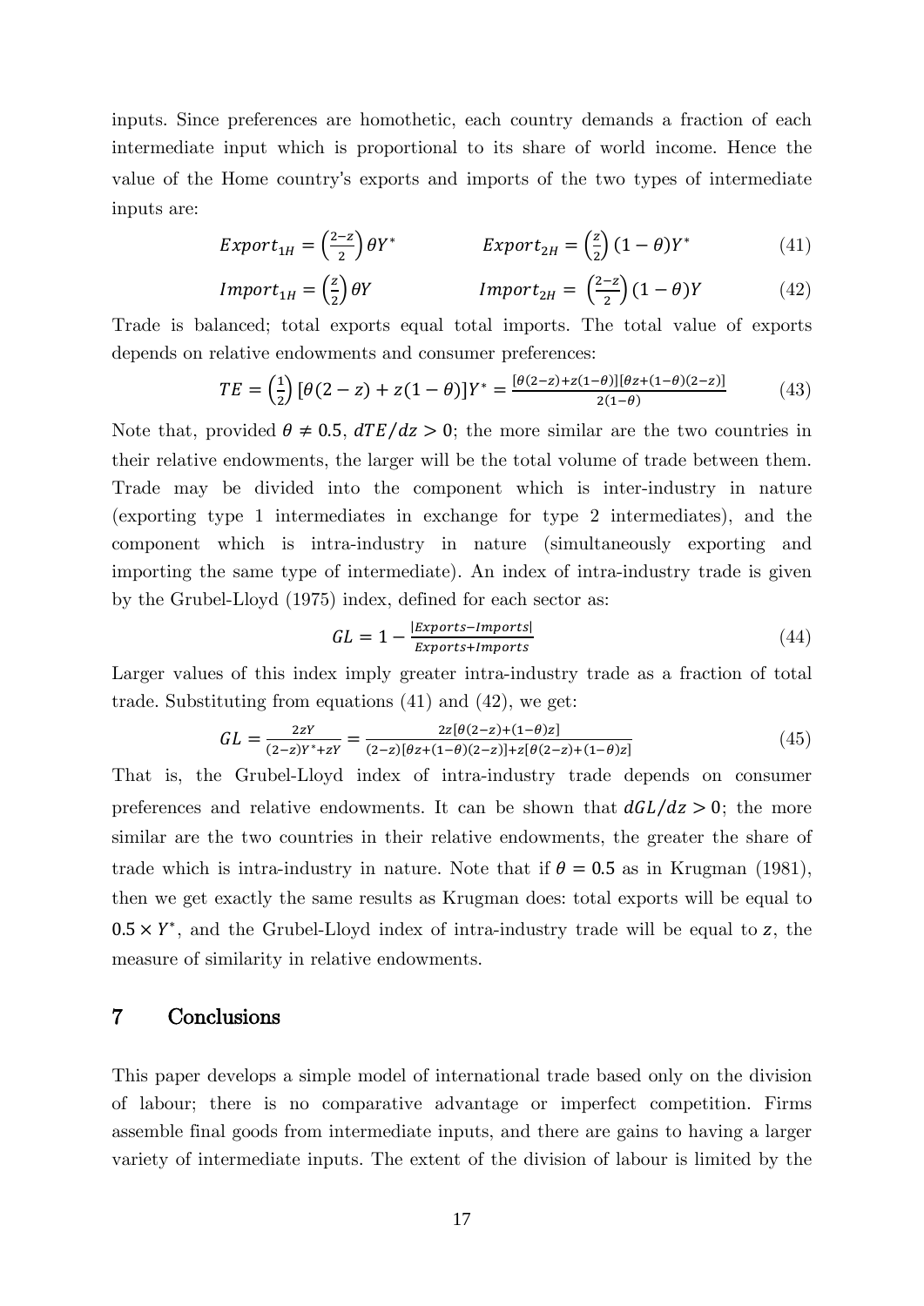inputs. Since preferences are homothetic, each country demands a fraction of each intermediate input which is proportional to its share of world income. Hence the value of the Home country's exports and imports of the two types of intermediate inputs are:

$$Export_{1H} = \left(\frac{2-z}{2}\right)\theta Y^* \qquad\qquad Export_{2H} = \left(\frac{z}{2}\right)(1-\theta)Y^* \tag{41}$$

$$Import_{1H} = \left(\frac{z}{2}\right)\theta Y \qquad\qquad Import_{2H} = \left(\frac{2-z}{2}\right)(1-\theta)Y \tag{42}$$

Trade is balanced; total exports equal total imports. The total value of exports depends on relative endowments and consumer preferences:

$$TE = \left(\frac{1}{2}\right)[\theta(2-z) + z(1-\theta)]Y^* = \frac{[\theta(2-z)+z(1-\theta)][\theta z+(1-\theta)(2-z)]}{2(1-\theta)} \tag{43}$$

Note that, provided $\theta \neq 0.5$, $dTE/dz > 0$; the more similar are the two countries in their relative endowments, the larger will be the total volume of trade between them. Trade may be divided into the component which is inter-industry in nature (exporting type 1 intermediates in exchange for type 2 intermediates), and the component which is intra-industry in nature (simultaneously exporting and importing the same type of intermediate). An index of intra-industry trade is given by the Grubel-Lloyd (1975) index, defined for each sector as:

$$GL = 1 - \frac{|Exports - Imports|}{Exports + Imports} \tag{44}$$

Larger values of this index imply greater intra-industry trade as a fraction of total trade. Substituting from equations (41) and (42), we get:

$$GL = \frac{2zY}{(2-z)Y^*+zY} = \frac{2z[\theta(2-z)+(1-\theta)z]}{(2-z)[\theta z+(1-\theta)(2-z)]+z[\theta(2-z)+(1-\theta)z]} \tag{45}$$

That is, the Grubel-Lloyd index of intra-industry trade depends on consumer preferences and relative endowments. It can be shown that $dGL/dz > 0$; the more similar are the two countries in their relative endowments, the greater the share of trade which is intra-industry in nature. Note that if $\theta = 0.5$ as in Krugman (1981), then we get exactly the same results as Krugman does: total exports will be equal to $0.5 \times Y^*$, and the Grubel-Lloyd index of intra-industry trade will be equal to $z$, the measure of similarity in relative endowments.

## 7 Conclusions

This paper develops a simple model of international trade based only on the division of labour; there is no comparative advantage or imperfect competition. Firms assemble final goods from intermediate inputs, and there are gains to having a larger variety of intermediate inputs. The extent of the division of labour is limited by the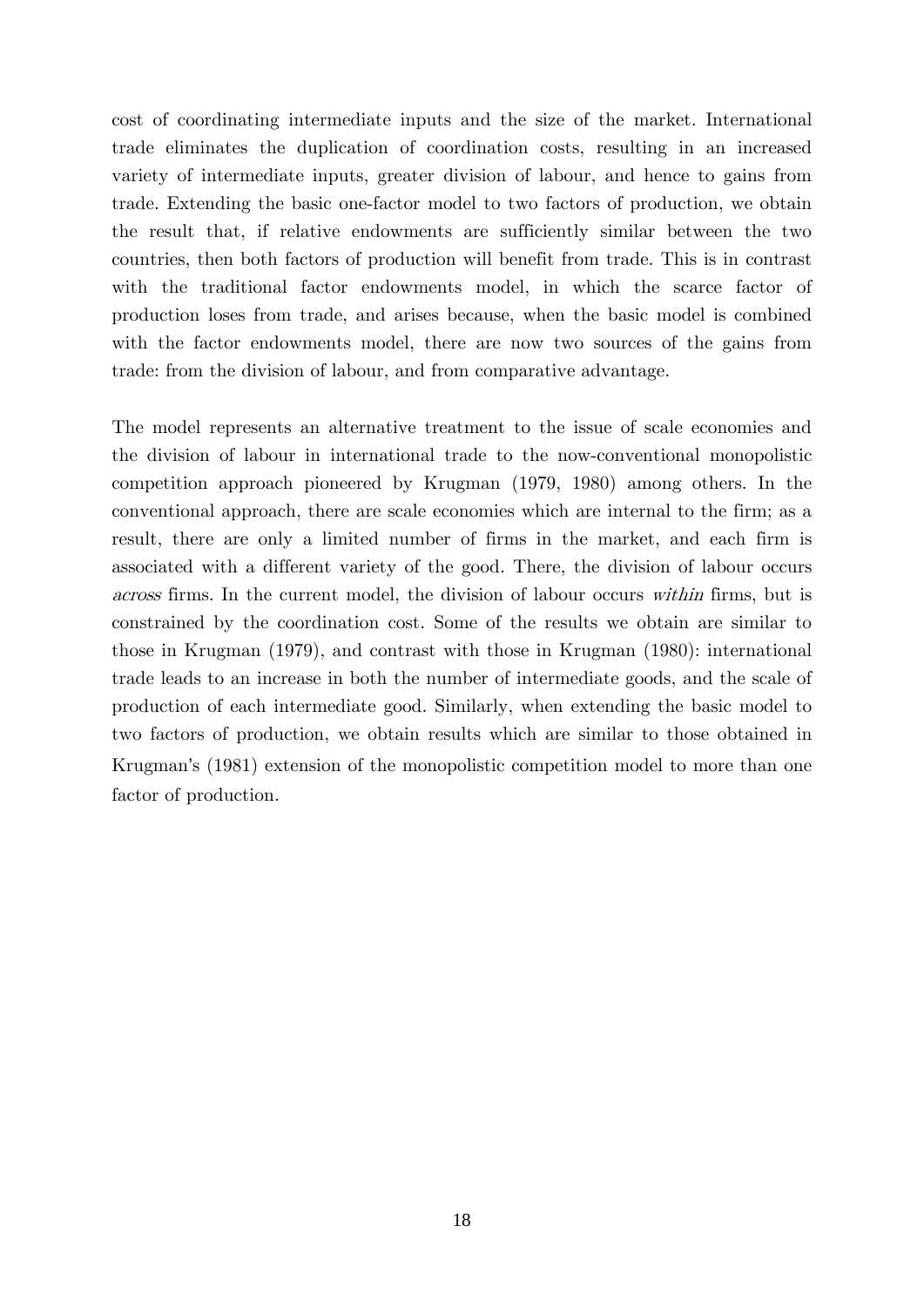cost of coordinating intermediate inputs and the size of the market. International trade eliminates the duplication of coordination costs, resulting in an increased variety of intermediate inputs, greater division of labour, and hence to gains from trade. Extending the basic one-factor model to two factors of production, we obtain the result that, if relative endowments are sufficiently similar between the two countries, then both factors of production will benefit from trade. This is in contrast with the traditional factor endowments model, in which the scarce factor of production loses from trade, and arises because, when the basic model is combined with the factor endowments model, there are now two sources of the gains from trade: from the division of labour, and from comparative advantage.

The model represents an alternative treatment to the issue of scale economies and the division of labour in international trade to the now-conventional monopolistic competition approach pioneered by Krugman (1979, 1980) among others. In the conventional approach, there are scale economies which are internal to the firm; as a result, there are only a limited number of firms in the market, and each firm is associated with a different variety of the good. There, the division of labour occurs *across* firms. In the current model, the division of labour occurs *within* firms, but is constrained by the coordination cost. Some of the results we obtain are similar to those in Krugman (1979), and contrast with those in Krugman (1980): international trade leads to an increase in both the number of intermediate goods, and the scale of production of each intermediate good. Similarly, when extending the basic model to two factors of production, we obtain results which are similar to those obtained in Krugman's (1981) extension of the monopolistic competition model to more than one factor of production.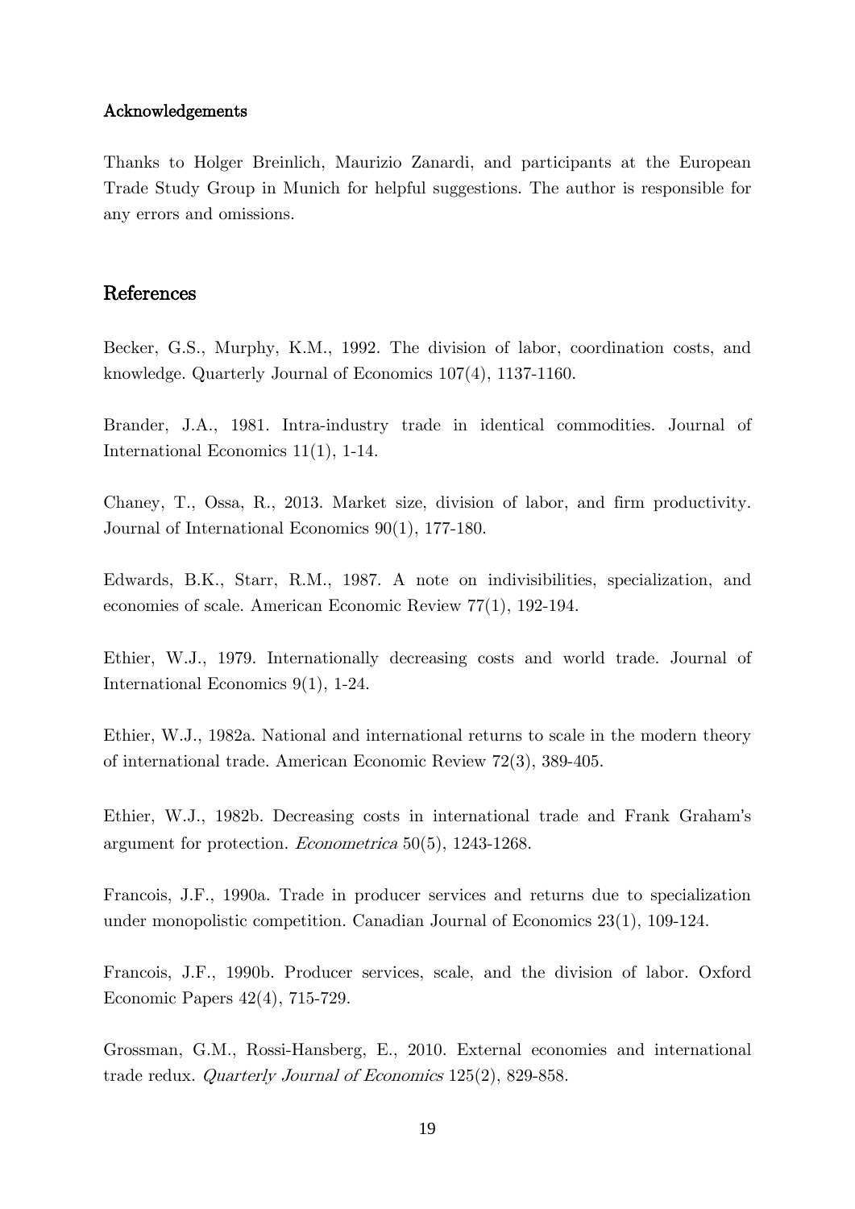#### Acknowledgements

Thanks to Holger Breinlich, Maurizio Zanardi, and participants at the European Trade Study Group in Munich for helpful suggestions. The author is responsible for any errors and omissions.

## References

Becker, G.S., Murphy, K.M., 1992. The division of labor, coordination costs, and knowledge. Quarterly Journal of Economics 107(4), 1137-1160.

Brander, J.A., 1981. Intra-industry trade in identical commodities. Journal of International Economics 11(1), 1-14.

Chaney, T., Ossa, R., 2013. Market size, division of labor, and firm productivity. Journal of International Economics 90(1), 177-180.

Edwards, B.K., Starr, R.M., 1987. A note on indivisibilities, specialization, and economies of scale. American Economic Review 77(1), 192-194.

Ethier, W.J., 1979. Internationally decreasing costs and world trade. Journal of International Economics 9(1), 1-24.

Ethier, W.J., 1982a. National and international returns to scale in the modern theory of international trade. American Economic Review 72(3), 389-405.

Ethier, W.J., 1982b. Decreasing costs in international trade and Frank Graham's argument for protection. *Econometrica* 50(5), 1243-1268.

Francois, J.F., 1990a. Trade in producer services and returns due to specialization under monopolistic competition. Canadian Journal of Economics 23(1), 109-124.

Francois, J.F., 1990b. Producer services, scale, and the division of labor. Oxford Economic Papers 42(4), 715-729.

Grossman, G.M., Rossi-Hansberg, E., 2010. External economies and international trade redux. *Quarterly Journal of Economics* 125(2), 829-858.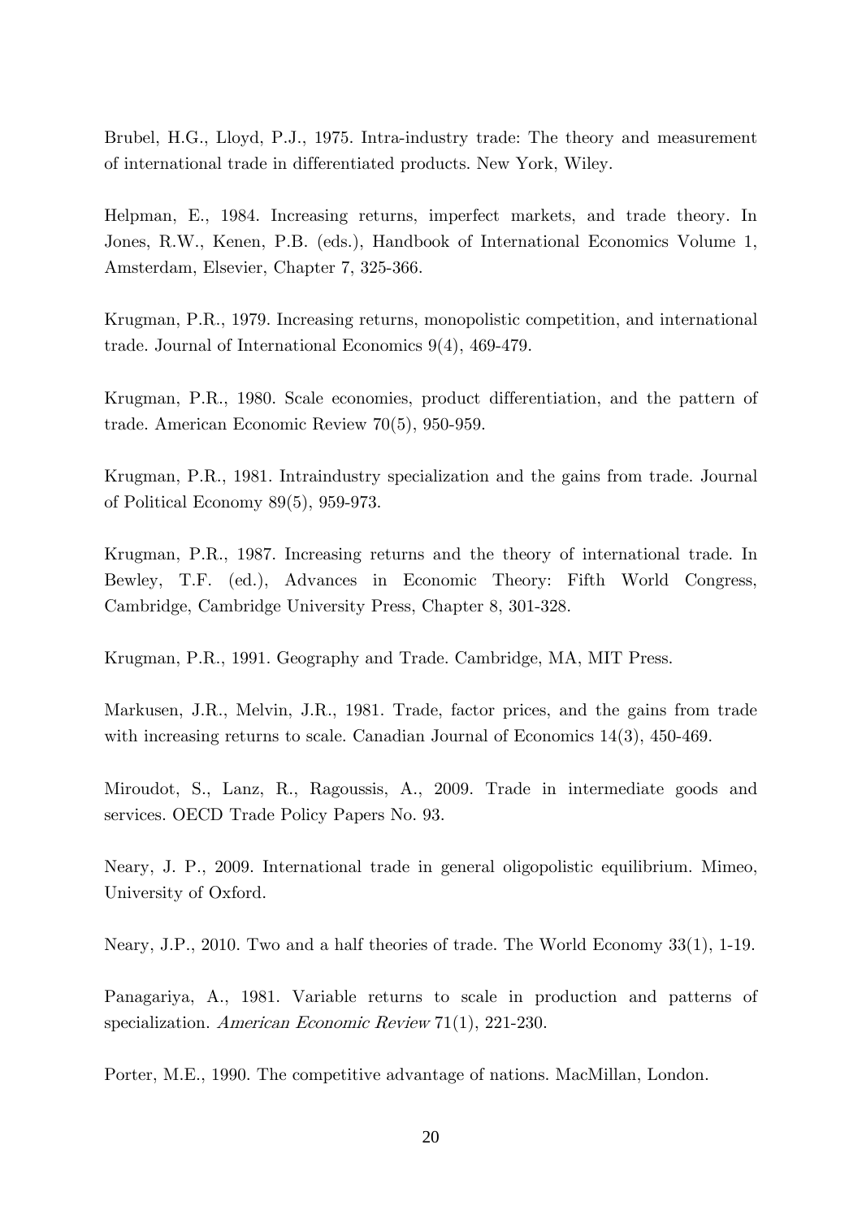Brubel, H.G., Lloyd, P.J., 1975. Intra-industry trade: The theory and measurement of international trade in differentiated products. New York, Wiley.

Helpman, E., 1984. Increasing returns, imperfect markets, and trade theory. In Jones, R.W., Kenen, P.B. (eds.), Handbook of International Economics Volume 1, Amsterdam, Elsevier, Chapter 7, 325-366.

Krugman, P.R., 1979. Increasing returns, monopolistic competition, and international trade. Journal of International Economics 9(4), 469-479.

Krugman, P.R., 1980. Scale economies, product differentiation, and the pattern of trade. American Economic Review 70(5), 950-959.

Krugman, P.R., 1981. Intraindustry specialization and the gains from trade. Journal of Political Economy 89(5), 959-973.

Krugman, P.R., 1987. Increasing returns and the theory of international trade. In Bewley, T.F. (ed.), Advances in Economic Theory: Fifth World Congress, Cambridge, Cambridge University Press, Chapter 8, 301-328.

Krugman, P.R., 1991. Geography and Trade. Cambridge, MA, MIT Press.

Markusen, J.R., Melvin, J.R., 1981. Trade, factor prices, and the gains from trade with increasing returns to scale. Canadian Journal of Economics 14(3), 450-469.

Miroudot, S., Lanz, R., Ragoussis, A., 2009. Trade in intermediate goods and services. OECD Trade Policy Papers No. 93.

Neary, J. P., 2009. International trade in general oligopolistic equilibrium. Mimeo, University of Oxford.

Neary, J.P., 2010. Two and a half theories of trade. The World Economy 33(1), 1-19.

Panagariya, A., 1981. Variable returns to scale in production and patterns of specialization. *American Economic Review* 71(1), 221-230.

Porter, M.E., 1990. The competitive advantage of nations. MacMillan, London.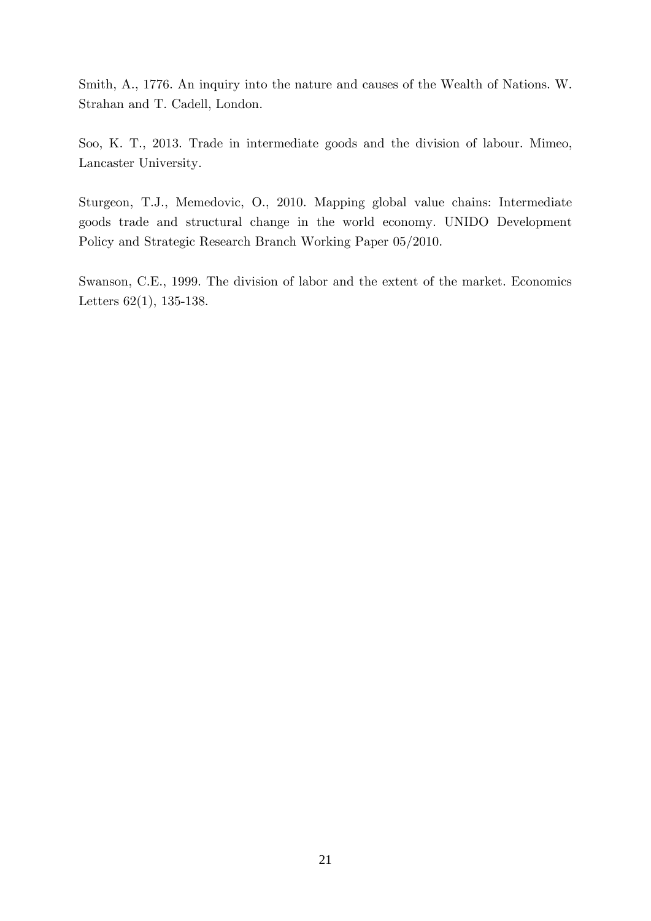Smith, A., 1776. An inquiry into the nature and causes of the Wealth of Nations. W. Strahan and T. Cadell, London.

Soo, K. T., 2013. Trade in intermediate goods and the division of labour. Mimeo, Lancaster University.

Sturgeon, T.J., Memedovic, O., 2010. Mapping global value chains: Intermediate goods trade and structural change in the world economy. UNIDO Development Policy and Strategic Research Branch Working Paper 05/2010.

Swanson, C.E., 1999. The division of labor and the extent of the market. Economics Letters 62(1), 135-138.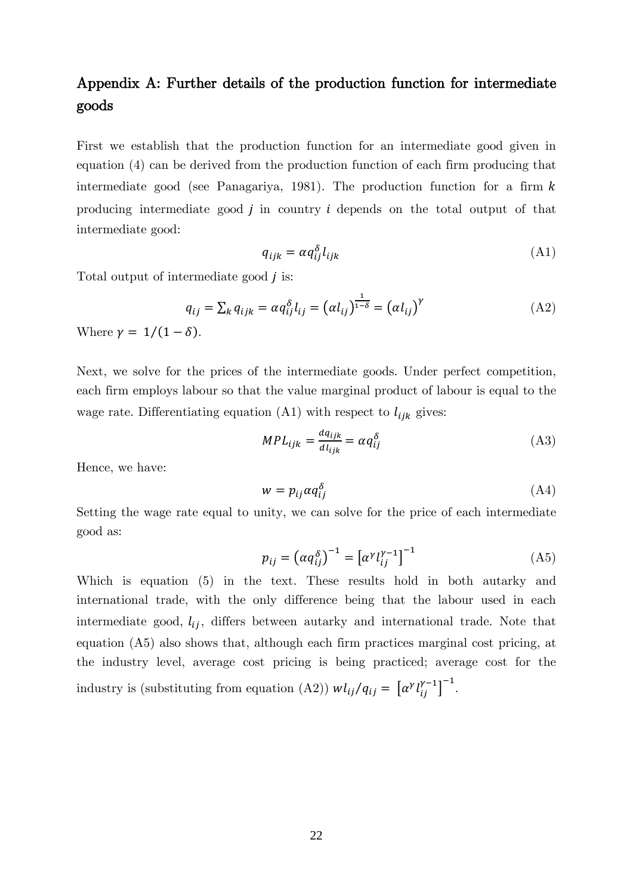## Appendix A: Further details of the production function for intermediate goods

First we establish that the production function for an intermediate good given in equation (4) can be derived from the production function of each firm producing that intermediate good (see Panagariya, 1981). The production function for a firm $k$ producing intermediate good $j$ in country $i$ depends on the total output of that intermediate good:

$$q_{ijk} = \alpha q_{ij}^{\delta} l_{ijk} \tag{A1}$$

Total output of intermediate good $j$ is:

$$q_{ij} = \sum_k q_{ijk} = \alpha q_{ij}^{\delta} l_{ij} = \left(\alpha l_{ij}\right)^{\frac{1}{1-\delta}} = \left(\alpha l_{ij}\right)^{\gamma} \tag{A2}$$

Where $\gamma = 1/(1-\delta)$.

Next, we solve for the prices of the intermediate goods. Under perfect competition, each firm employs labour so that the value marginal product of labour is equal to the wage rate. Differentiating equation (A1) with respect to $l_{ijk}$ gives:

$$MPL_{ijk} = \frac{dq_{ijk}}{dl_{ijk}} = \alpha q_{ij}^{\delta} \tag{A3}$$

Hence, we have:

$$w = p_{ij} \alpha q_{ij}^{\delta} \tag{A4}$$

Setting the wage rate equal to unity, we can solve for the price of each intermediate good as:

$$p_{ij} = \left(\alpha q_{ij}^{\delta}\right)^{-1} = \left[\alpha^{\gamma} l_{ij}^{\gamma-1}\right]^{-1} \tag{A5}$$

Which is equation (5) in the text. These results hold in both autarky and international trade, with the only difference being that the labour used in each intermediate good, $l_{ij}$, differs between autarky and international trade. Note that equation (A5) also shows that, although each firm practices marginal cost pricing, at the industry level, average cost pricing is being practiced; average cost for the industry is (substituting from equation (A2)) $wl_{ij}/q_{ij} = \left[\alpha^{\gamma} l_{ij}^{\gamma-1}\right]^{-1}$.